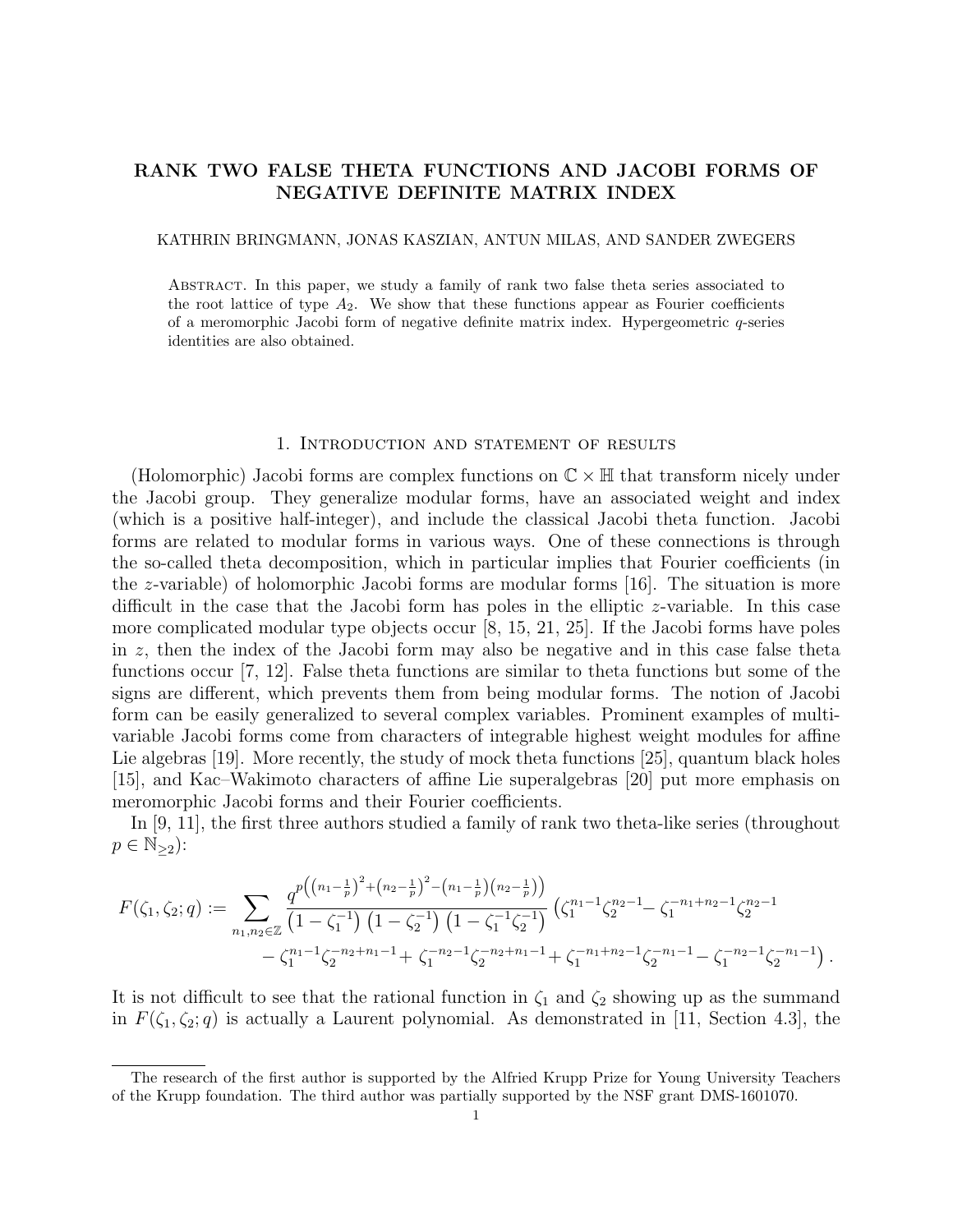# RANK TWO FALSE THETA FUNCTIONS AND JACOBI FORMS OF NEGATIVE DEFINITE MATRIX INDEX

KATHRIN BRINGMANN, JONAS KASZIAN, ANTUN MILAS, AND SANDER ZWEGERS

Abstract. In this paper, we study a family of rank two false theta series associated to the root lattice of type $A_2$. We show that these functions appear as Fourier coefficients of a meromorphic Jacobi form of negative definite matrix index. Hypergeometric $q$-series identities are also obtained.

## 1. Introduction and statement of results

(Holomorphic) Jacobi forms are complex functions on $\mathbb{C} \times \mathbb{H}$ that transform nicely under the Jacobi group. They generalize modular forms, have an associated weight and index (which is a positive half-integer), and include the classical Jacobi theta function. Jacobi forms are related to modular forms in various ways. One of these connections is through the so-called theta decomposition, which in particular implies that Fourier coefficients (in the $z$-variable) of holomorphic Jacobi forms are modular forms [16]. The situation is more difficult in the case that the Jacobi form has poles in the elliptic $z$-variable. In this case more complicated modular type objects occur [8, 15, 21, 25]. If the Jacobi forms have poles in $z$, then the index of the Jacobi form may also be negative and in this case false theta functions occur [7, 12]. False theta functions are similar to theta functions but some of the signs are different, which prevents them from being modular forms. The notion of Jacobi form can be easily generalized to several complex variables. Prominent examples of multi-variable Jacobi forms come from characters of integrable highest weight modules for affine Lie algebras [19]. More recently, the study of mock theta functions [25], quantum black holes [15], and Kac–Wakimoto characters of affine Lie superalgebras [20] put more emphasis on meromorphic Jacobi forms and their Fourier coefficients.

In [9, 11], the first three authors studied a family of rank two theta-like series (throughout $p \in \mathbb{N}_{\geq 2}$):

$$F(\zeta_1, \zeta_2; q) := \sum_{n_1, n_2 \in \mathbb{Z}} \frac{q^{p\left(\left(n_1 - \frac{1}{p}\right)^2 + \left(n_2 - \frac{1}{p}\right)^2 - \left(n_1 - \frac{1}{p}\right)\left(n_2 - \frac{1}{p}\right)\right)}}{\left(1 - \zeta_1^{-1}\right)\left(1 - \zeta_2^{-1}\right)\left(1 - \zeta_1^{-1}\zeta_2^{-1}\right)} \left(\zeta_1^{n_1-1}\zeta_2^{n_2-1} - \zeta_1^{-n_1+n_2-1}\zeta_2^{n_2-1} \right.$$
$$\left. - \zeta_1^{n_1-1}\zeta_2^{-n_2+n_1-1} + \zeta_1^{-n_2-1}\zeta_2^{-n_2+n_1-1} + \zeta_1^{-n_1+n_2-1}\zeta_2^{-n_1-1} - \zeta_1^{-n_2-1}\zeta_2^{-n_1-1}\right).$$

It is not difficult to see that the rational function in $\zeta_1$ and $\zeta_2$ showing up as the summand in $F(\zeta_1, \zeta_2; q)$ is actually a Laurent polynomial. As demonstrated in [11, Section 4.3], the

The research of the first author is supported by the Alfried Krupp Prize for Young University Teachers of the Krupp foundation. The third author was partially supported by the NSF grant DMS-1601070.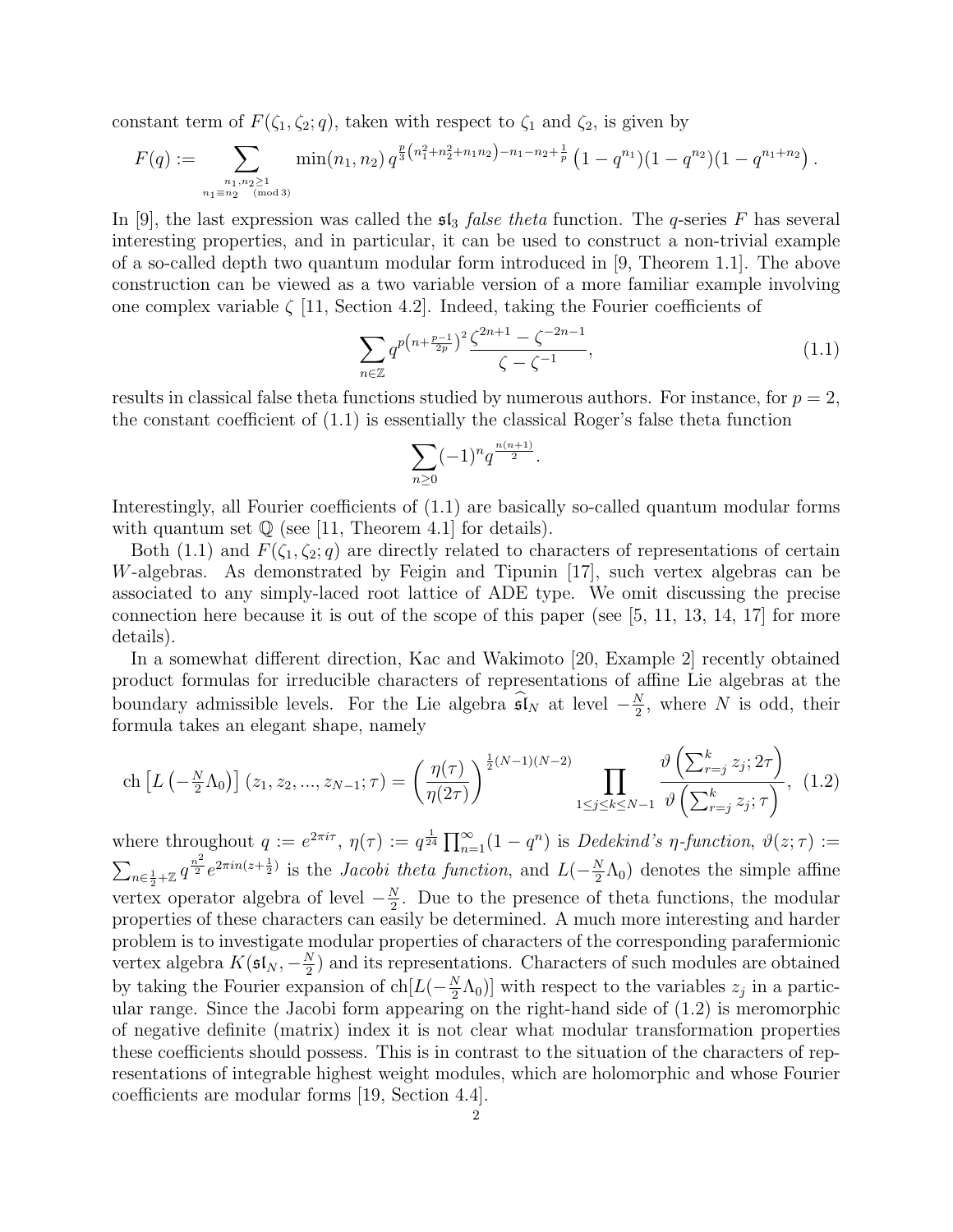constant term of $F(\zeta_1, \zeta_2; q)$, taken with respect to $\zeta_1$ and $\zeta_2$, is given by

$$F(q) := \sum_{\substack{n_1,n_2 \geq 1 \\ n_1 \equiv n_2 \pmod 3}} \min(n_1, n_2)\, q^{\frac{p}{3}\left(n_1^2+n_2^2+n_1 n_2\right)-n_1-n_2+\frac{1}{p}} \left(1-q^{n_1}\right)\left(1-q^{n_2}\right)\left(1-q^{n_1+n_2}\right).$$

In [9], the last expression was called the $\mathfrak{sl}_3$ *false theta* function. The $q$-series $F$ has several interesting properties, and in particular, it can be used to construct a non-trivial example of a so-called depth two quantum modular form introduced in [9, Theorem 1.1]. The above construction can be viewed as a two variable version of a more familiar example involving one complex variable $\zeta$ [11, Section 4.2]. Indeed, taking the Fourier coefficients of

$$\sum_{n\in\mathbb{Z}} q^{p\left(n+\frac{p-1}{2p}\right)^2} \frac{\zeta^{2n+1}-\zeta^{-2n-1}}{\zeta-\zeta^{-1}}, \tag{1.1}$$

results in classical false theta functions studied by numerous authors. For instance, for $p=2$, the constant coefficient of (1.1) is essentially the classical Roger's false theta function

$$\sum_{n\geq 0} (-1)^n q^{\frac{n(n+1)}{2}}.$$

Interestingly, all Fourier coefficients of (1.1) are basically so-called quantum modular forms with quantum set $\mathbb{Q}$ (see [11, Theorem 4.1] for details).

Both (1.1) and $F(\zeta_1, \zeta_2; q)$ are directly related to characters of representations of certain $W$-algebras. As demonstrated by Feigin and Tipunin [17], such vertex algebras can be associated to any simply-laced root lattice of ADE type. We omit discussing the precise connection here because it is out of the scope of this paper (see [5, 11, 13, 14, 17] for more details).

In a somewhat different direction, Kac and Wakimoto [20, Example 2] recently obtained product formulas for irreducible characters of representations of affine Lie algebras at the boundary admissible levels. For the Lie algebra $\widehat{\mathfrak{sl}}_N$ at level $-\frac{N}{2}$, where $N$ is odd, their formula takes an elegant shape, namely

$$\operatorname{ch}\left[L\left(-\tfrac{N}{2}\Lambda_0\right)\right](z_1, z_2, \ldots, z_{N-1}; \tau) = \left(\frac{\eta(\tau)}{\eta(2\tau)}\right)^{\frac{1}{2}(N-1)(N-2)} \prod_{1\leq j\leq k\leq N-1} \frac{\vartheta\left(\sum_{r=j}^{k} z_j; 2\tau\right)}{\vartheta\left(\sum_{r=j}^{k} z_j; \tau\right)}, \tag{1.2}$$

where throughout $q := e^{2\pi i\tau}$, $\eta(\tau) := q^{\frac{1}{24}} \prod_{n=1}^{\infty}(1-q^n)$ is *Dedekind's $\eta$-function*, $\vartheta(z;\tau) := \sum_{n\in\frac{1}{2}+\mathbb{Z}} q^{\frac{n^2}{2}} e^{2\pi i n\left(z+\frac{1}{2}\right)}$ is the *Jacobi theta function*, and $L(-\frac{N}{2}\Lambda_0)$ denotes the simple affine vertex operator algebra of level $-\frac{N}{2}$. Due to the presence of theta functions, the modular properties of these characters can easily be determined. A much more interesting and harder problem is to investigate modular properties of characters of the corresponding parafermionic vertex algebra $K(\mathfrak{sl}_N, -\frac{N}{2})$ and its representations. Characters of such modules are obtained by taking the Fourier expansion of $\operatorname{ch}[L(-\frac{N}{2}\Lambda_0)]$ with respect to the variables $z_j$ in a particular range. Since the Jacobi form appearing on the right-hand side of (1.2) is meromorphic of negative definite (matrix) index it is not clear what modular transformation properties these coefficients should possess. This is in contrast to the situation of the characters of representations of integrable highest weight modules, which are holomorphic and whose Fourier coefficients are modular forms [19, Section 4.4].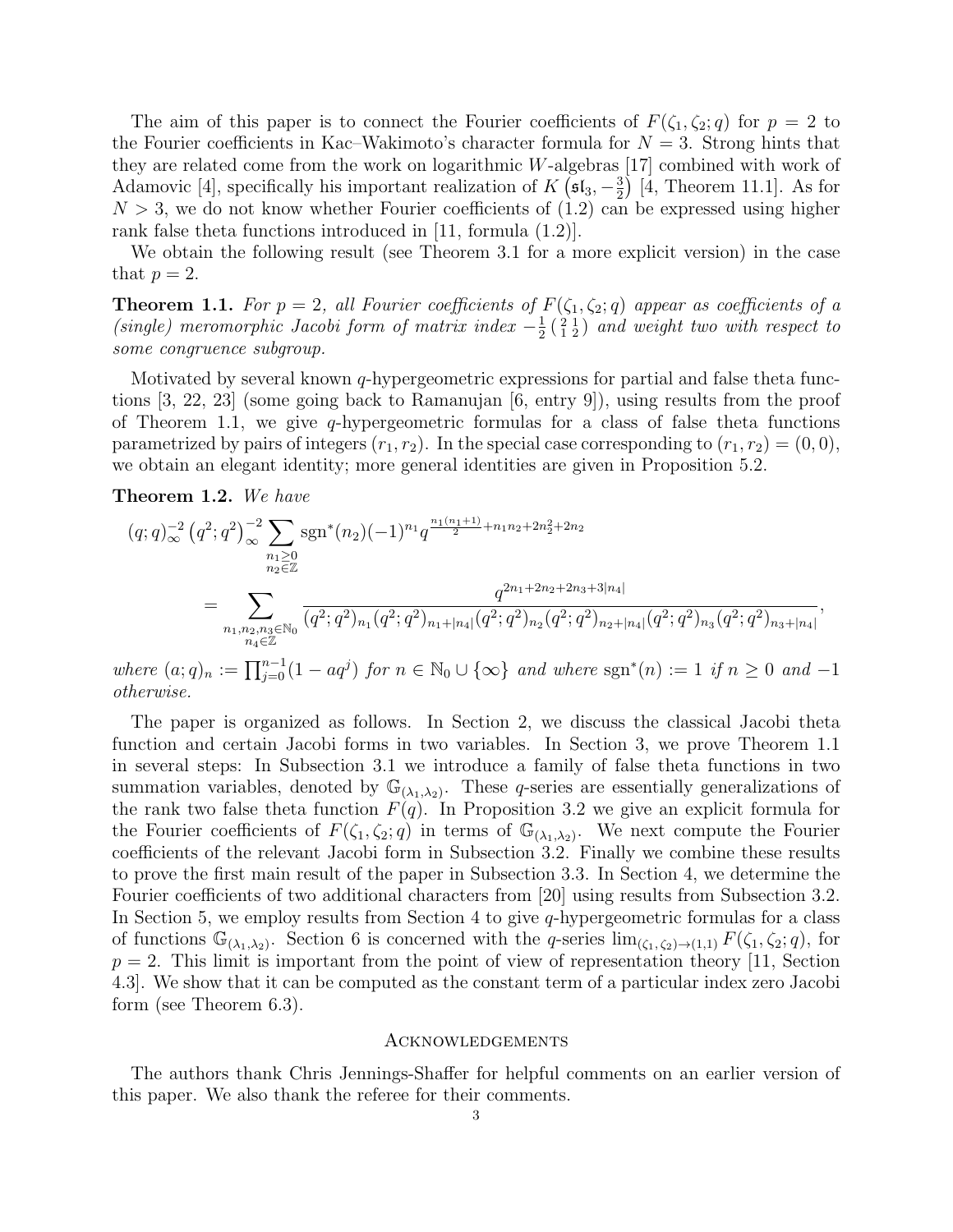The aim of this paper is to connect the Fourier coefficients of $F(\zeta_1,\zeta_2;q)$ for $p=2$ to the Fourier coefficients in Kac–Wakimoto's character formula for $N=3$. Strong hints that they are related come from the work on logarithmic $W$-algebras [17] combined with work of Adamovic [4], specifically his important realization of $K\left(\mathfrak{sl}_3,-\frac{3}{2}\right)$ [4, Theorem 11.1]. As for $N>3$, we do not know whether Fourier coefficients of (1.2) can be expressed using higher rank false theta functions introduced in [11, formula (1.2)].

We obtain the following result (see Theorem 3.1 for a more explicit version) in the case that $p=2$.

**Theorem 1.1.** *For $p=2$, all Fourier coefficients of $F(\zeta_1,\zeta_2;q)$ appear as coefficients of a (single) meromorphic Jacobi form of matrix index $-\frac{1}{2}\left(\begin{smallmatrix}2&1\\1&2\end{smallmatrix}\right)$ and weight two with respect to some congruence subgroup.*

Motivated by several known $q$-hypergeometric expressions for partial and false theta functions [3, 22, 23] (some going back to Ramanujan [6, entry 9]), using results from the proof of Theorem 1.1, we give $q$-hypergeometric formulas for a class of false theta functions parametrized by pairs of integers $(r_1,r_2)$. In the special case corresponding to $(r_1,r_2)=(0,0)$, we obtain an elegant identity; more general identities are given in Proposition 5.2.

**Theorem 1.2.** *We have*

$$
\begin{aligned}
(q;q)_\infty^{-2}\left(q^2;q^2\right)_\infty^{-2} &\sum_{\substack{n_1\geq 0\\ n_2\in\mathbb{Z}}} \operatorname{sgn}^*(n_2)(-1)^{n_1} q^{\frac{n_1(n_1+1)}{2}+n_1n_2+2n_2^2+2n_2}\\
&=\sum_{\substack{n_1,n_2,n_3\in\mathbb{N}_0\\ n_4\in\mathbb{Z}}} \frac{q^{2n_1+2n_2+2n_3+3|n_4|}}{(q^2;q^2)_{n_1}(q^2;q^2)_{n_1+|n_4|}(q^2;q^2)_{n_2}(q^2;q^2)_{n_2+|n_4|}(q^2;q^2)_{n_3}(q^2;q^2)_{n_3+|n_4|}},
\end{aligned}
$$

*where $(a;q)_n := \prod_{j=0}^{n-1}(1-aq^j)$ for $n\in\mathbb{N}_0\cup\{\infty\}$ and where $\operatorname{sgn}^*(n):=1$ if $n\geq 0$ and $-1$ otherwise.*

The paper is organized as follows. In Section 2, we discuss the classical Jacobi theta function and certain Jacobi forms in two variables. In Section 3, we prove Theorem 1.1 in several steps: In Subsection 3.1 we introduce a family of false theta functions in two summation variables, denoted by $\mathbb{G}_{(\lambda_1,\lambda_2)}$. These $q$-series are essentially generalizations of the rank two false theta function $F(q)$. In Proposition 3.2 we give an explicit formula for the Fourier coefficients of $F(\zeta_1,\zeta_2;q)$ in terms of $\mathbb{G}_{(\lambda_1,\lambda_2)}$. We next compute the Fourier coefficients of the relevant Jacobi form in Subsection 3.2. Finally we combine these results to prove the first main result of the paper in Subsection 3.3. In Section 4, we determine the Fourier coefficients of two additional characters from [20] using results from Subsection 3.2. In Section 5, we employ results from Section 4 to give $q$-hypergeometric formulas for a class of functions $\mathbb{G}_{(\lambda_1,\lambda_2)}$. Section 6 is concerned with the $q$-series $\lim_{(\zeta_1,\zeta_2)\to(1,1)}F(\zeta_1,\zeta_2;q)$, for $p=2$. This limit is important from the point of view of representation theory [11, Section 4.3]. We show that it can be computed as the constant term of a particular index zero Jacobi form (see Theorem 6.3).

## Acknowledgements

The authors thank Chris Jennings-Shaffer for helpful comments on an earlier version of this paper. We also thank the referee for their comments.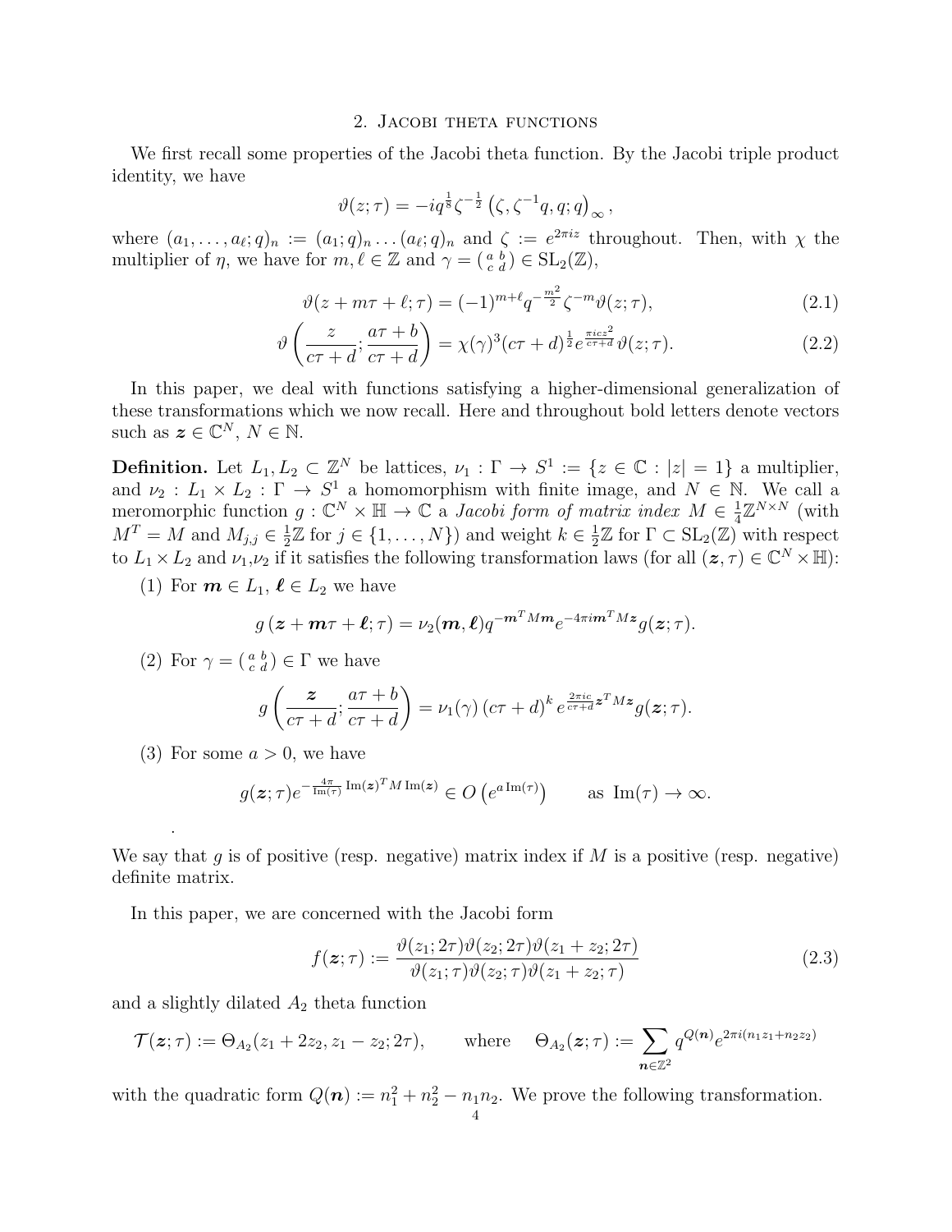## 2. Jacobi theta functions

We first recall some properties of the Jacobi theta function. By the Jacobi triple product identity, we have

$$\vartheta(z;\tau) = -iq^{\frac{1}{8}}\zeta^{-\frac{1}{2}}\left(\zeta, \zeta^{-1}q, q; q\right)_\infty,$$

where $(a_1, \dots, a_\ell; q)_n := (a_1; q)_n \dots (a_\ell; q)_n$ and $\zeta := e^{2\pi i z}$ throughout. Then, with $\chi$ the multiplier of $\eta$, we have for $m, \ell \in \mathbb{Z}$ and $\gamma = \left(\begin{smallmatrix} a & b \\ c & d \end{smallmatrix}\right) \in \mathrm{SL}_2(\mathbb{Z})$,

$$\vartheta(z + m\tau + \ell; \tau) = (-1)^{m+\ell} q^{-\frac{m^2}{2}} \zeta^{-m} \vartheta(z;\tau), \tag{2.1}$$

$$\vartheta\left(\frac{z}{c\tau+d}; \frac{a\tau+b}{c\tau+d}\right) = \chi(\gamma)^3 (c\tau+d)^{\frac{1}{2}} e^{\frac{\pi i c z^2}{c\tau+d}} \vartheta(z;\tau). \tag{2.2}$$

In this paper, we deal with functions satisfying a higher-dimensional generalization of these transformations which we now recall. Here and throughout bold letters denote vectors such as $\boldsymbol{z} \in \mathbb{C}^N$, $N \in \mathbb{N}$.

**Definition.** Let $L_1, L_2 \subset \mathbb{Z}^N$ be lattices, $\nu_1 : \Gamma \to S^1 := \{z \in \mathbb{C} : |z| = 1\}$ a multiplier, and $\nu_2 : L_1 \times L_2 : \Gamma \to S^1$ a homomorphism with finite image, and $N \in \mathbb{N}$. We call a meromorphic function $g : \mathbb{C}^N \times \mathbb{H} \to \mathbb{C}$ a *Jacobi form of matrix index* $M \in \frac{1}{4}\mathbb{Z}^{N\times N}$ (with $M^T = M$ and $M_{j,j} \in \frac{1}{2}\mathbb{Z}$ for $j \in \{1, \dots, N\}$) and weight $k \in \frac{1}{2}\mathbb{Z}$ for $\Gamma \subset \mathrm{SL}_2(\mathbb{Z})$ with respect to $L_1 \times L_2$ and $\nu_1$,$\nu_2$ if it satisfies the following transformation laws (for all $(\boldsymbol{z}, \tau) \in \mathbb{C}^N \times \mathbb{H}$):

1. For $\boldsymbol{m} \in L_1$, $\boldsymbol{\ell} \in L_2$ we have
$$g\left(\boldsymbol{z} + \boldsymbol{m}\tau + \boldsymbol{\ell}; \tau\right) = \nu_2(\boldsymbol{m}, \boldsymbol{\ell}) q^{-\boldsymbol{m}^T M \boldsymbol{m}} e^{-4\pi i \boldsymbol{m}^T M \boldsymbol{z}} g(\boldsymbol{z};\tau).$$
2. For $\gamma = \left(\begin{smallmatrix} a & b \\ c & d \end{smallmatrix}\right) \in \Gamma$ we have
$$g\left(\frac{\boldsymbol{z}}{c\tau+d}; \frac{a\tau+b}{c\tau+d}\right) = \nu_1(\gamma)\left(c\tau+d\right)^k e^{\frac{2\pi i c}{c\tau+d}\boldsymbol{z}^T M \boldsymbol{z}} g(\boldsymbol{z};\tau).$$
3. For some $a > 0$, we have
$$g(\boldsymbol{z};\tau) e^{-\frac{4\pi}{\mathrm{Im}(\tau)}\mathrm{Im}(\boldsymbol{z})^T M \,\mathrm{Im}(\boldsymbol{z})} \in O\left(e^{a\,\mathrm{Im}(\tau)}\right) \qquad \text{as } \mathrm{Im}(\tau) \to \infty.$$

.

We say that $g$ is of positive (resp. negative) matrix index if $M$ is a positive (resp. negative) definite matrix.

In this paper, we are concerned with the Jacobi form

$$f(\boldsymbol{z};\tau) := \frac{\vartheta(z_1; 2\tau)\vartheta(z_2; 2\tau)\vartheta(z_1 + z_2; 2\tau)}{\vartheta(z_1;\tau)\vartheta(z_2;\tau)\vartheta(z_1+z_2;\tau)} \tag{2.3}$$

and a slightly dilated $A_2$ theta function

$$\mathcal{T}(\boldsymbol{z};\tau) := \Theta_{A_2}(z_1 + 2z_2, z_1 - z_2; 2\tau), \qquad \text{where} \quad \Theta_{A_2}(\boldsymbol{z};\tau) := \sum_{\boldsymbol{n}\in\mathbb{Z}^2} q^{Q(\boldsymbol{n})} e^{2\pi i (n_1 z_1 + n_2 z_2)}$$

with the quadratic form $Q(\boldsymbol{n}) := n_1^2 + n_2^2 - n_1 n_2$. We prove the following transformation.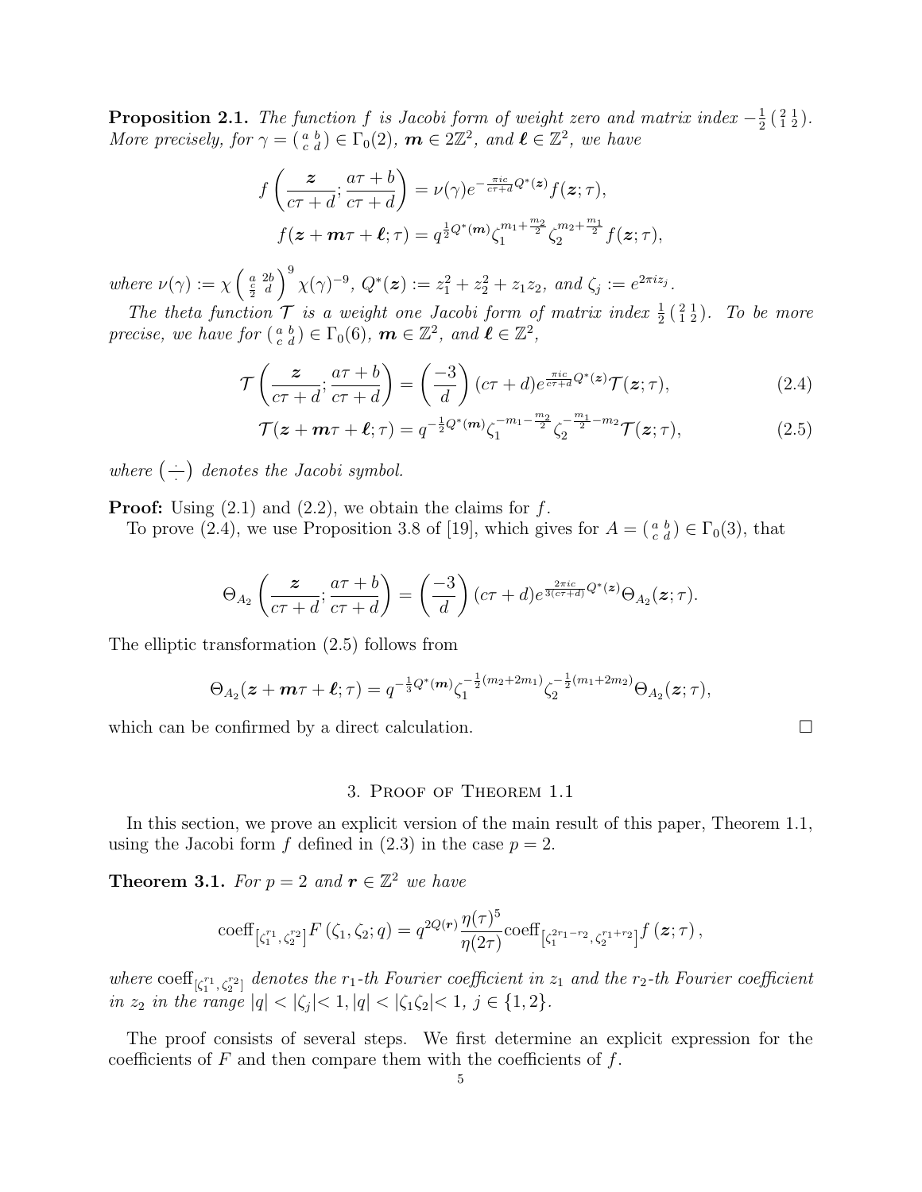**Proposition 2.1.** *The function $f$ is Jacobi form of weight zero and matrix index $-\frac{1}{2}\left(\begin{smallmatrix} 2 & 1 \\ 1 & 2 \end{smallmatrix}\right)$. More precisely, for $\gamma = \left(\begin{smallmatrix} a & b \\ c & d \end{smallmatrix}\right) \in \Gamma_0(2)$, $\boldsymbol{m} \in 2\mathbb{Z}^2$, and $\boldsymbol{\ell} \in \mathbb{Z}^2$, we have*

$$f\left(\frac{\boldsymbol{z}}{c\tau+d}; \frac{a\tau+b}{c\tau+d}\right) = \nu(\gamma) e^{-\frac{\pi i c}{c\tau+d}Q^*(\boldsymbol{z})} f(\boldsymbol{z};\tau),$$

$$f(\boldsymbol{z}+\boldsymbol{m}\tau+\boldsymbol{\ell};\tau) = q^{\frac{1}{2}Q^*(\boldsymbol{m})}\zeta_1^{m_1+\frac{m_2}{2}}\zeta_2^{m_2+\frac{m_1}{2}} f(\boldsymbol{z};\tau),$$

*where $\nu(\gamma) := \chi\left(\begin{smallmatrix} a & 2b \\ \frac{c}{2} & d \end{smallmatrix}\right)^9 \chi(\gamma)^{-9}$, $Q^*(\boldsymbol{z}) := z_1^2 + z_2^2 + z_1 z_2$, and $\zeta_j := e^{2\pi i z_j}$.*

*The theta function $\mathcal{T}$ is a weight one Jacobi form of matrix index $\frac{1}{2}\left(\begin{smallmatrix} 2 & 1 \\ 1 & 2 \end{smallmatrix}\right)$. To be more precise, we have for $\left(\begin{smallmatrix} a & b \\ c & d \end{smallmatrix}\right) \in \Gamma_0(6)$, $\boldsymbol{m} \in \mathbb{Z}^2$, and $\boldsymbol{\ell} \in \mathbb{Z}^2$,*

$$\mathcal{T}\left(\frac{\boldsymbol{z}}{c\tau+d}; \frac{a\tau+b}{c\tau+d}\right) = \left(\frac{-3}{d}\right)(c\tau+d) e^{\frac{\pi i c}{c\tau+d}Q^*(\boldsymbol{z})}\mathcal{T}(\boldsymbol{z};\tau), \tag{2.4}$$

$$\mathcal{T}(\boldsymbol{z}+\boldsymbol{m}\tau+\boldsymbol{\ell};\tau) = q^{-\frac{1}{2}Q^*(\boldsymbol{m})}\zeta_1^{-m_1-\frac{m_2}{2}}\zeta_2^{-\frac{m_1}{2}-m_2}\mathcal{T}(\boldsymbol{z};\tau), \tag{2.5}$$

*where $\left(\frac{\cdot}{\cdot}\right)$ denotes the Jacobi symbol.*

**Proof:** Using (2.1) and (2.2), we obtain the claims for $f$.

To prove (2.4), we use Proposition 3.8 of [19], which gives for $A = \left(\begin{smallmatrix} a & b \\ c & d \end{smallmatrix}\right) \in \Gamma_0(3)$, that

$$\Theta_{A_2}\left(\frac{\boldsymbol{z}}{c\tau+d}; \frac{a\tau+b}{c\tau+d}\right) = \left(\frac{-3}{d}\right)(c\tau+d) e^{\frac{2\pi i c}{3(c\tau+d)}Q^*(\boldsymbol{z})}\Theta_{A_2}(\boldsymbol{z};\tau).$$

The elliptic transformation (2.5) follows from

$$\Theta_{A_2}(\boldsymbol{z}+\boldsymbol{m}\tau+\boldsymbol{\ell};\tau) = q^{-\frac{1}{3}Q^*(\boldsymbol{m})}\zeta_1^{-\frac{1}{2}(m_2+2m_1)}\zeta_2^{-\frac{1}{2}(m_1+2m_2)}\Theta_{A_2}(\boldsymbol{z};\tau),$$

which can be confirmed by a direct calculation. $\square$

## 3. Proof of Theorem 1.1

In this section, we prove an explicit version of the main result of this paper, Theorem 1.1, using the Jacobi form $f$ defined in (2.3) in the case $p = 2$.

**Theorem 3.1.** *For $p = 2$ and $\boldsymbol{r} \in \mathbb{Z}^2$ we have*

$$\mathrm{coeff}_{\left[\zeta_1^{r_1},\zeta_2^{r_2}\right]} F\left(\zeta_1,\zeta_2;q\right) = q^{2Q(\boldsymbol{r})}\frac{\eta(\tau)^5}{\eta(2\tau)}\mathrm{coeff}_{\left[\zeta_1^{2r_1-r_2},\zeta_2^{r_1+r_2}\right]} f\left(\boldsymbol{z};\tau\right),$$

*where $\mathrm{coeff}_{\left[\zeta_1^{r_1},\zeta_2^{r_2}\right]}$ denotes the $r_1$-th Fourier coefficient in $z_1$ and the $r_2$-th Fourier coefficient in $z_2$ in the range $|q| < |\zeta_j| < 1$, $|q| < |\zeta_1\zeta_2| < 1$, $j \in \{1,2\}$.*

The proof consists of several steps. We first determine an explicit expression for the coefficients of $F$ and then compare them with the coefficients of $f$.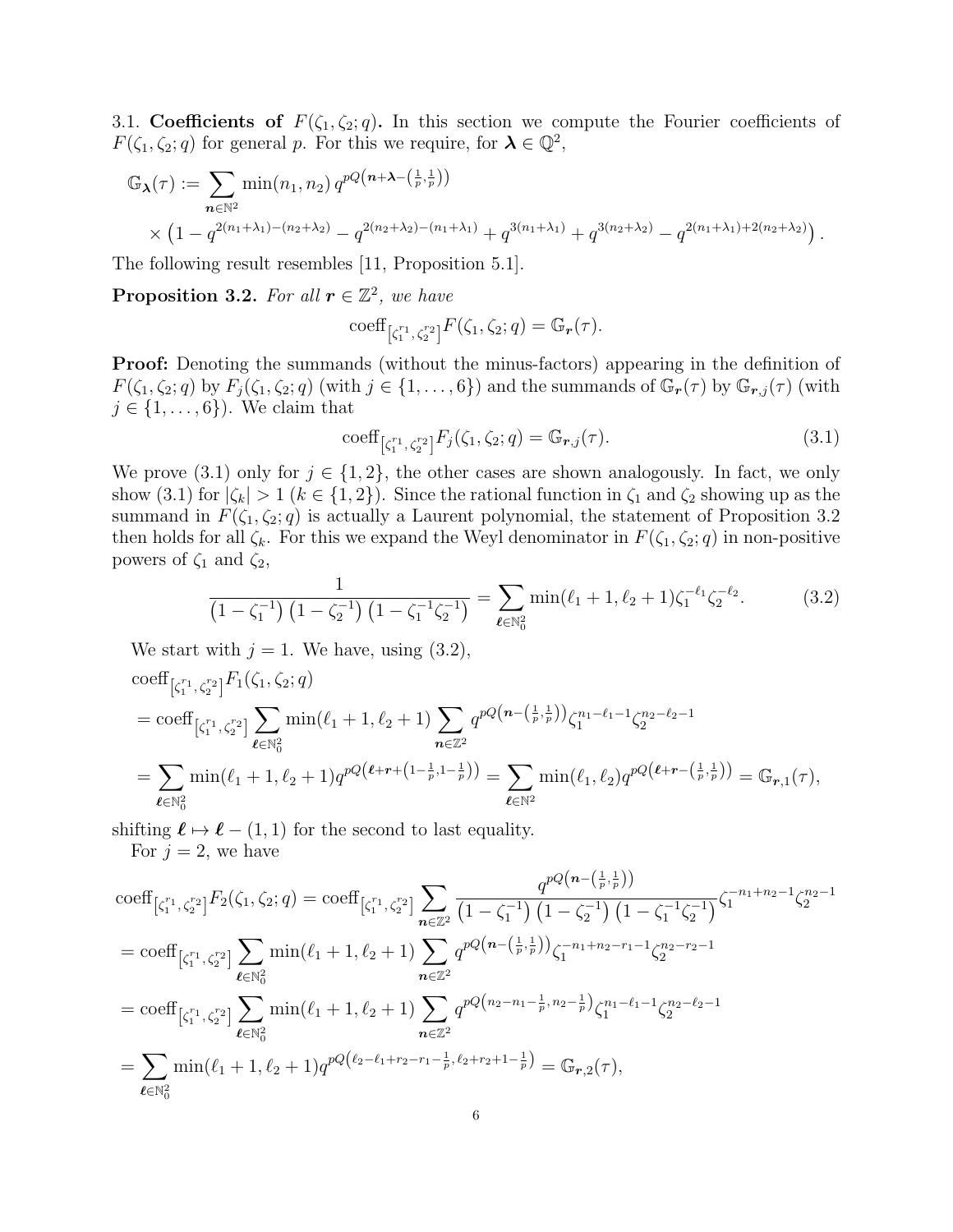3.1. **Coefficients of** $F(\zeta_1, \zeta_2; q)$**.** In this section we compute the Fourier coefficients of $F(\zeta_1, \zeta_2; q)$ for general $p$. For this we require, for $\boldsymbol{\lambda} \in \mathbb{Q}^2$,

$$\begin{aligned}
\mathbb{G}_{\boldsymbol{\lambda}}(\tau) &:= \sum_{\boldsymbol{n}\in\mathbb{N}^2} \min(n_1, n_2)\, q^{pQ\left(\boldsymbol{n}+\boldsymbol{\lambda}-\left(\frac{1}{p},\frac{1}{p}\right)\right)} \\
&\quad \times \left(1 - q^{2(n_1+\lambda_1)-(n_2+\lambda_2)} - q^{2(n_2+\lambda_2)-(n_1+\lambda_1)} + q^{3(n_1+\lambda_1)} + q^{3(n_2+\lambda_2)} - q^{2(n_1+\lambda_1)+2(n_2+\lambda_2)}\right).
\end{aligned}$$

The following result resembles [11, Proposition 5.1].

**Proposition 3.2.** *For all* $\boldsymbol{r} \in \mathbb{Z}^2$*, we have*

$$\operatorname{coeff}_{\left[\zeta_1^{r_1}, \zeta_2^{r_2}\right]} F(\zeta_1, \zeta_2; q) = \mathbb{G}_{\boldsymbol{r}}(\tau).$$

**Proof:** Denoting the summands (without the minus-factors) appearing in the definition of $F(\zeta_1, \zeta_2; q)$ by $F_j(\zeta_1, \zeta_2; q)$ (with $j \in \{1, \ldots, 6\}$) and the summands of $\mathbb{G}_{\boldsymbol{r}}(\tau)$ by $\mathbb{G}_{\boldsymbol{r},j}(\tau)$ (with $j \in \{1, \ldots, 6\}$). We claim that

$$\operatorname{coeff}_{\left[\zeta_1^{r_1}, \zeta_2^{r_2}\right]} F_j(\zeta_1, \zeta_2; q) = \mathbb{G}_{\boldsymbol{r},j}(\tau). \tag{3.1}$$

We prove (3.1) only for $j \in \{1, 2\}$, the other cases are shown analogously. In fact, we only show (3.1) for $|\zeta_k| > 1$ ($k \in \{1, 2\}$). Since the rational function in $\zeta_1$ and $\zeta_2$ showing up as the summand in $F(\zeta_1, \zeta_2; q)$ is actually a Laurent polynomial, the statement of Proposition 3.2 then holds for all $\zeta_k$. For this we expand the Weyl denominator in $F(\zeta_1, \zeta_2; q)$ in non-positive powers of $\zeta_1$ and $\zeta_2$,

$$\frac{1}{\left(1-\zeta_1^{-1}\right)\left(1-\zeta_2^{-1}\right)\left(1-\zeta_1^{-1}\zeta_2^{-1}\right)} = \sum_{\boldsymbol{\ell}\in\mathbb{N}_0^2} \min(\ell_1+1, \ell_2+1)\zeta_1^{-\ell_1}\zeta_2^{-\ell_2}. \tag{3.2}$$

We start with $j = 1$. We have, using (3.2),

$$\begin{aligned}
&\operatorname{coeff}_{\left[\zeta_1^{r_1}, \zeta_2^{r_2}\right]} F_1(\zeta_1, \zeta_2; q) \\
&= \operatorname{coeff}_{\left[\zeta_1^{r_1}, \zeta_2^{r_2}\right]} \sum_{\boldsymbol{\ell}\in\mathbb{N}_0^2} \min(\ell_1+1, \ell_2+1) \sum_{\boldsymbol{n}\in\mathbb{Z}^2} q^{pQ\left(\boldsymbol{n}-\left(\frac{1}{p},\frac{1}{p}\right)\right)} \zeta_1^{n_1-\ell_1-1}\zeta_2^{n_2-\ell_2-1} \\
&= \sum_{\boldsymbol{\ell}\in\mathbb{N}_0^2} \min(\ell_1+1, \ell_2+1) q^{pQ\left(\boldsymbol{\ell}+\boldsymbol{r}+\left(1-\frac{1}{p},1-\frac{1}{p}\right)\right)} = \sum_{\boldsymbol{\ell}\in\mathbb{N}^2} \min(\ell_1, \ell_2) q^{pQ\left(\boldsymbol{\ell}+\boldsymbol{r}-\left(\frac{1}{p},\frac{1}{p}\right)\right)} = \mathbb{G}_{\boldsymbol{r},1}(\tau),
\end{aligned}$$

shifting $\boldsymbol{\ell} \mapsto \boldsymbol{\ell} - (1, 1)$ for the second to last equality.

For $j = 2$, we have

$$\begin{aligned}
&\operatorname{coeff}_{\left[\zeta_1^{r_1}, \zeta_2^{r_2}\right]} F_2(\zeta_1, \zeta_2; q) = \operatorname{coeff}_{\left[\zeta_1^{r_1}, \zeta_2^{r_2}\right]} \sum_{\boldsymbol{n}\in\mathbb{Z}^2} \frac{q^{pQ\left(\boldsymbol{n}-\left(\frac{1}{p},\frac{1}{p}\right)\right)}}{\left(1-\zeta_1^{-1}\right)\left(1-\zeta_2^{-1}\right)\left(1-\zeta_1^{-1}\zeta_2^{-1}\right)} \zeta_1^{-n_1+n_2-1}\zeta_2^{n_2-1} \\
&= \operatorname{coeff}_{\left[\zeta_1^{r_1}, \zeta_2^{r_2}\right]} \sum_{\boldsymbol{\ell}\in\mathbb{N}_0^2} \min(\ell_1+1, \ell_2+1) \sum_{\boldsymbol{n}\in\mathbb{Z}^2} q^{pQ\left(\boldsymbol{n}-\left(\frac{1}{p},\frac{1}{p}\right)\right)} \zeta_1^{-n_1+n_2-r_1-1}\zeta_2^{n_2-r_2-1} \\
&= \operatorname{coeff}_{\left[\zeta_1^{r_1}, \zeta_2^{r_2}\right]} \sum_{\boldsymbol{\ell}\in\mathbb{N}_0^2} \min(\ell_1+1, \ell_2+1) \sum_{\boldsymbol{n}\in\mathbb{Z}^2} q^{pQ\left(n_2-n_1-\frac{1}{p}, n_2-\frac{1}{p}\right)} \zeta_1^{n_1-\ell_1-1}\zeta_2^{n_2-\ell_2-1} \\
&= \sum_{\boldsymbol{\ell}\in\mathbb{N}_0^2} \min(\ell_1+1, \ell_2+1) q^{pQ\left(\ell_2-\ell_1+r_2-r_1-\frac{1}{p}, \ell_2+r_2+1-\frac{1}{p}\right)} = \mathbb{G}_{\boldsymbol{r},2}(\tau),
\end{aligned}$$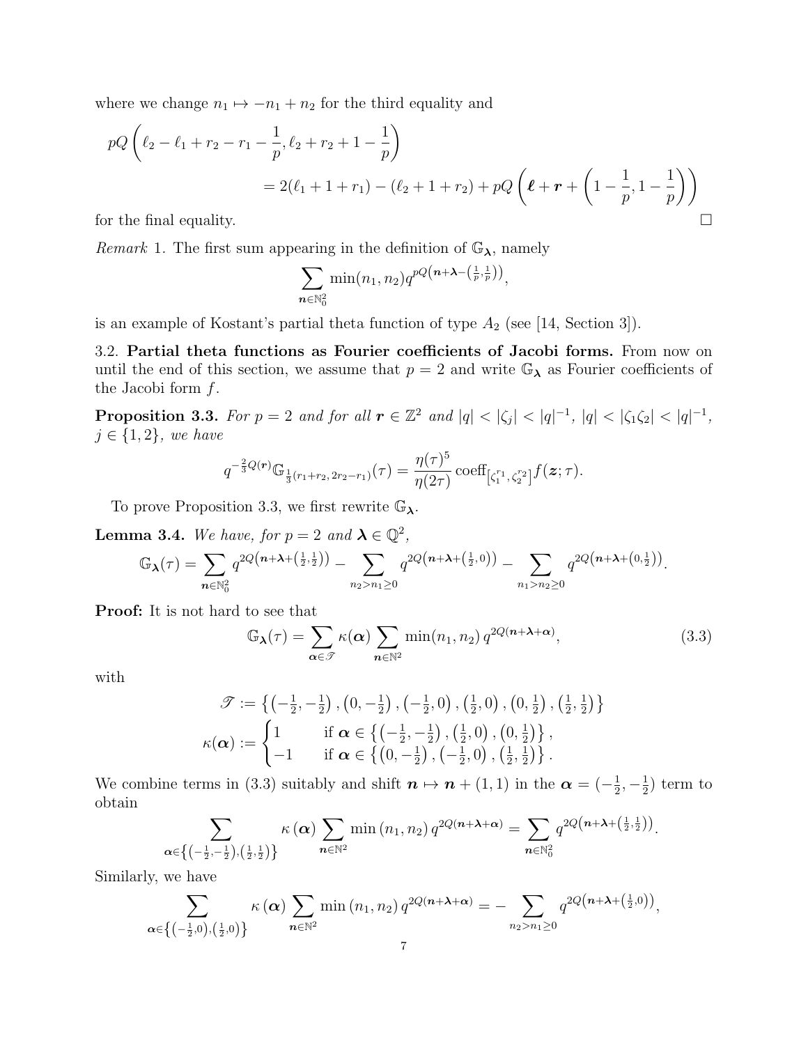where we change $n_1 \mapsto -n_1 + n_2$ for the third equality and

$$pQ\left(\ell_2 - \ell_1 + r_2 - r_1 - \frac{1}{p}, \ell_2 + r_2 + 1 - \frac{1}{p}\right)$$
$$= 2(\ell_1 + 1 + r_1) - (\ell_2 + 1 + r_2) + pQ\left(\boldsymbol{\ell} + \boldsymbol{r} + \left(1 - \frac{1}{p}, 1 - \frac{1}{p}\right)\right)$$

for the final equality. $\square$

*Remark* 1. The first sum appearing in the definition of $\mathbb{G}_{\boldsymbol{\lambda}}$, namely

$$\sum_{\boldsymbol{n}\in\mathbb{N}_0^2} \min(n_1, n_2) q^{pQ\left(\boldsymbol{n}+\boldsymbol{\lambda}-\left(\frac{1}{p},\frac{1}{p}\right)\right)},$$

is an example of Kostant's partial theta function of type $A_2$ (see [14, Section 3]).

3.2. **Partial theta functions as Fourier coefficients of Jacobi forms.** From now on until the end of this section, we assume that $p = 2$ and write $\mathbb{G}_{\boldsymbol{\lambda}}$ as Fourier coefficients of the Jacobi form $f$.

**Proposition 3.3.** *For $p = 2$ and for all $\boldsymbol{r} \in \mathbb{Z}^2$ and $|q| < |\zeta_j| < |q|^{-1}$, $|q| < |\zeta_1\zeta_2| < |q|^{-1}$, $j \in \{1, 2\}$, we have*

$$q^{-\frac{2}{3}Q(\boldsymbol{r})}\mathbb{G}_{\frac{1}{3}(r_1+r_2,\, 2r_2-r_1)}(\tau) = \frac{\eta(\tau)^5}{\eta(2\tau)} \operatorname{coeff}_{\left[\zeta_1^{r_1}, \zeta_2^{r_2}\right]} f(\boldsymbol{z}; \tau).$$

To prove Proposition 3.3, we first rewrite $\mathbb{G}_{\boldsymbol{\lambda}}$.

**Lemma 3.4.** *We have, for $p = 2$ and $\boldsymbol{\lambda} \in \mathbb{Q}^2$,*

$$\mathbb{G}_{\boldsymbol{\lambda}}(\tau) = \sum_{\boldsymbol{n}\in\mathbb{N}_0^2} q^{2Q\left(\boldsymbol{n}+\boldsymbol{\lambda}+\left(\frac{1}{2},\frac{1}{2}\right)\right)} - \sum_{n_2>n_1\geq 0} q^{2Q\left(\boldsymbol{n}+\boldsymbol{\lambda}+\left(\frac{1}{2},0\right)\right)} - \sum_{n_1>n_2\geq 0} q^{2Q\left(\boldsymbol{n}+\boldsymbol{\lambda}+\left(0,\frac{1}{2}\right)\right)}.$$

**Proof:** It is not hard to see that

$$\mathbb{G}_{\boldsymbol{\lambda}}(\tau) = \sum_{\boldsymbol{\alpha}\in\mathscr{T}} \kappa(\boldsymbol{\alpha}) \sum_{\boldsymbol{n}\in\mathbb{N}^2} \min(n_1, n_2)\, q^{2Q(\boldsymbol{n}+\boldsymbol{\lambda}+\boldsymbol{\alpha})}, \tag{3.3}$$

with

$$\mathscr{T} := \left\{\left(-\tfrac{1}{2}, -\tfrac{1}{2}\right), \left(0, -\tfrac{1}{2}\right), \left(-\tfrac{1}{2}, 0\right), \left(\tfrac{1}{2}, 0\right), \left(0, \tfrac{1}{2}\right), \left(\tfrac{1}{2}, \tfrac{1}{2}\right)\right\}$$
$$\kappa(\boldsymbol{\alpha}) := \begin{cases} 1 & \text{if } \boldsymbol{\alpha} \in \left\{\left(-\frac{1}{2}, -\frac{1}{2}\right), \left(\frac{1}{2}, 0\right), \left(0, \frac{1}{2}\right)\right\}, \\ -1 & \text{if } \boldsymbol{\alpha} \in \left\{\left(0, -\frac{1}{2}\right), \left(-\frac{1}{2}, 0\right), \left(\frac{1}{2}, \frac{1}{2}\right)\right\}. \end{cases}$$

We combine terms in (3.3) suitably and shift $\boldsymbol{n} \mapsto \boldsymbol{n} + (1, 1)$ in the $\boldsymbol{\alpha} = (-\frac{1}{2}, -\frac{1}{2})$ term to obtain

$$\sum_{\boldsymbol{\alpha}\in\left\{\left(-\frac{1}{2},-\frac{1}{2}\right),\left(\frac{1}{2},\frac{1}{2}\right)\right\}} \kappa\left(\boldsymbol{\alpha}\right) \sum_{\boldsymbol{n}\in\mathbb{N}^2} \min\left(n_1, n_2\right) q^{2Q(\boldsymbol{n}+\boldsymbol{\lambda}+\boldsymbol{\alpha})} = \sum_{\boldsymbol{n}\in\mathbb{N}_0^2} q^{2Q\left(\boldsymbol{n}+\boldsymbol{\lambda}+\left(\frac{1}{2},\frac{1}{2}\right)\right)}.$$

Similarly, we have

$$\sum_{\boldsymbol{\alpha}\in\left\{\left(-\frac{1}{2},0\right),\left(\frac{1}{2},0\right)\right\}} \kappa\left(\boldsymbol{\alpha}\right) \sum_{\boldsymbol{n}\in\mathbb{N}^2} \min\left(n_1, n_2\right) q^{2Q(\boldsymbol{n}+\boldsymbol{\lambda}+\boldsymbol{\alpha})} = -\sum_{n_2>n_1\geq 0} q^{2Q\left(\boldsymbol{n}+\boldsymbol{\lambda}+\left(\frac{1}{2},0\right)\right)},$$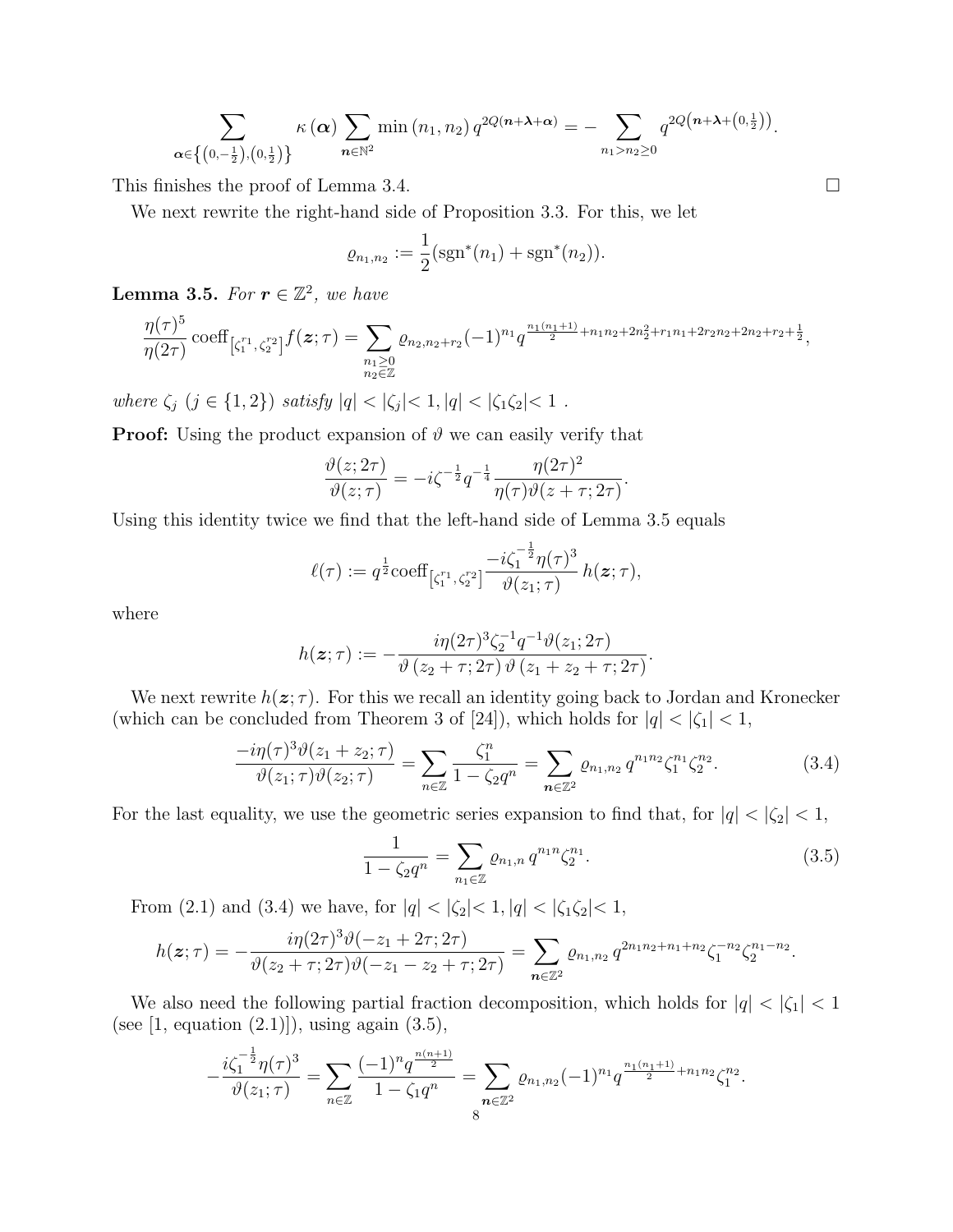$$\sum_{\boldsymbol{\alpha}\in\left\{\left(0,-\frac{1}{2}\right),\left(0,\frac{1}{2}\right)\right\}} \kappa\left(\boldsymbol{\alpha}\right) \sum_{\boldsymbol{n}\in\mathbb{N}^2} \min\left(n_1,n_2\right) q^{2Q(\boldsymbol{n}+\boldsymbol{\lambda}+\boldsymbol{\alpha})} = -\sum_{n_1>n_2\geq 0} q^{2Q\left(\boldsymbol{n}+\boldsymbol{\lambda}+\left(0,\frac{1}{2}\right)\right)}.$$

This finishes the proof of Lemma 3.4. □

We next rewrite the right-hand side of Proposition 3.3. For this, we let

$$\varrho_{n_1,n_2} := \frac{1}{2}(\operatorname{sgn}^*(n_1) + \operatorname{sgn}^*(n_2)).$$

**Lemma 3.5.** *For $\boldsymbol{r} \in \mathbb{Z}^2$, we have*

$$\frac{\eta(\tau)^5}{\eta(2\tau)} \operatorname{coeff}_{\left[\zeta_1^{r_1},\zeta_2^{r_2}\right]} f(\boldsymbol{z};\tau) = \sum_{\substack{n_1\geq 0\\ n_2\in\mathbb{Z}}} \varrho_{n_2,n_2+r_2} (-1)^{n_1} q^{\frac{n_1(n_1+1)}{2}+n_1n_2+2n_2^2+r_1n_1+2r_2n_2+2n_2+r_2+\frac{1}{2}},$$

*where $\zeta_j$ ($j \in \{1,2\}$) satisfy $|q| < |\zeta_j| < 1, |q| < |\zeta_1\zeta_2| < 1$ .*

**Proof:** Using the product expansion of $\vartheta$ we can easily verify that

$$\frac{\vartheta(z;2\tau)}{\vartheta(z;\tau)} = -i\zeta^{-\frac{1}{2}} q^{-\frac{1}{4}} \frac{\eta(2\tau)^2}{\eta(\tau)\vartheta(z+\tau;2\tau)}.$$

Using this identity twice we find that the left-hand side of Lemma 3.5 equals

$$\ell(\tau) := q^{\frac{1}{2}} \operatorname{coeff}_{\left[\zeta_1^{r_1},\zeta_2^{r_2}\right]} \frac{-i\zeta_1^{-\frac{1}{2}}\eta(\tau)^3}{\vartheta(z_1;\tau)}\, h(\boldsymbol{z};\tau),$$

where

$$h(\boldsymbol{z};\tau) := -\frac{i\eta(2\tau)^3\zeta_2^{-1}q^{-1}\vartheta(z_1;2\tau)}{\vartheta\left(z_2+\tau;2\tau\right)\vartheta\left(z_1+z_2+\tau;2\tau\right)}.$$

We next rewrite $h(\boldsymbol{z};\tau)$. For this we recall an identity going back to Jordan and Kronecker (which can be concluded from Theorem 3 of [24]), which holds for $|q| < |\zeta_1| < 1$,

$$\frac{-i\eta(\tau)^3\vartheta(z_1+z_2;\tau)}{\vartheta(z_1;\tau)\vartheta(z_2;\tau)} = \sum_{n\in\mathbb{Z}} \frac{\zeta_1^n}{1-\zeta_2 q^n} = \sum_{\boldsymbol{n}\in\mathbb{Z}^2} \varrho_{n_1,n_2}\, q^{n_1n_2}\zeta_1^{n_1}\zeta_2^{n_2}. \tag{3.4}$$

For the last equality, we use the geometric series expansion to find that, for $|q| < |\zeta_2| < 1$,

$$\frac{1}{1-\zeta_2 q^n} = \sum_{n_1\in\mathbb{Z}} \varrho_{n_1,n}\, q^{n_1n}\zeta_2^{n_1}. \tag{3.5}$$

From (2.1) and (3.4) we have, for $|q| < |\zeta_2| < 1, |q| < |\zeta_1\zeta_2| < 1$,

$$h(\boldsymbol{z};\tau) = -\frac{i\eta(2\tau)^3\vartheta(-z_1+2\tau;2\tau)}{\vartheta(z_2+\tau;2\tau)\vartheta(-z_1-z_2+\tau;2\tau)} = \sum_{\boldsymbol{n}\in\mathbb{Z}^2} \varrho_{n_1,n_2}\, q^{2n_1n_2+n_1+n_2}\zeta_1^{-n_2}\zeta_2^{n_1-n_2}.$$

We also need the following partial fraction decomposition, which holds for $|q| < |\zeta_1| < 1$ (see [1, equation (2.1)]), using again (3.5),

$$-\frac{i\zeta_1^{-\frac{1}{2}}\eta(\tau)^3}{\vartheta(z_1;\tau)} = \sum_{n\in\mathbb{Z}} \frac{(-1)^n q^{\frac{n(n+1)}{2}}}{1-\zeta_1 q^n} = \sum_{\boldsymbol{n}\in\mathbb{Z}^2} \varrho_{n_1,n_2} (-1)^{n_1} q^{\frac{n_1(n_1+1)}{2}+n_1n_2}\zeta_1^{n_2}.$$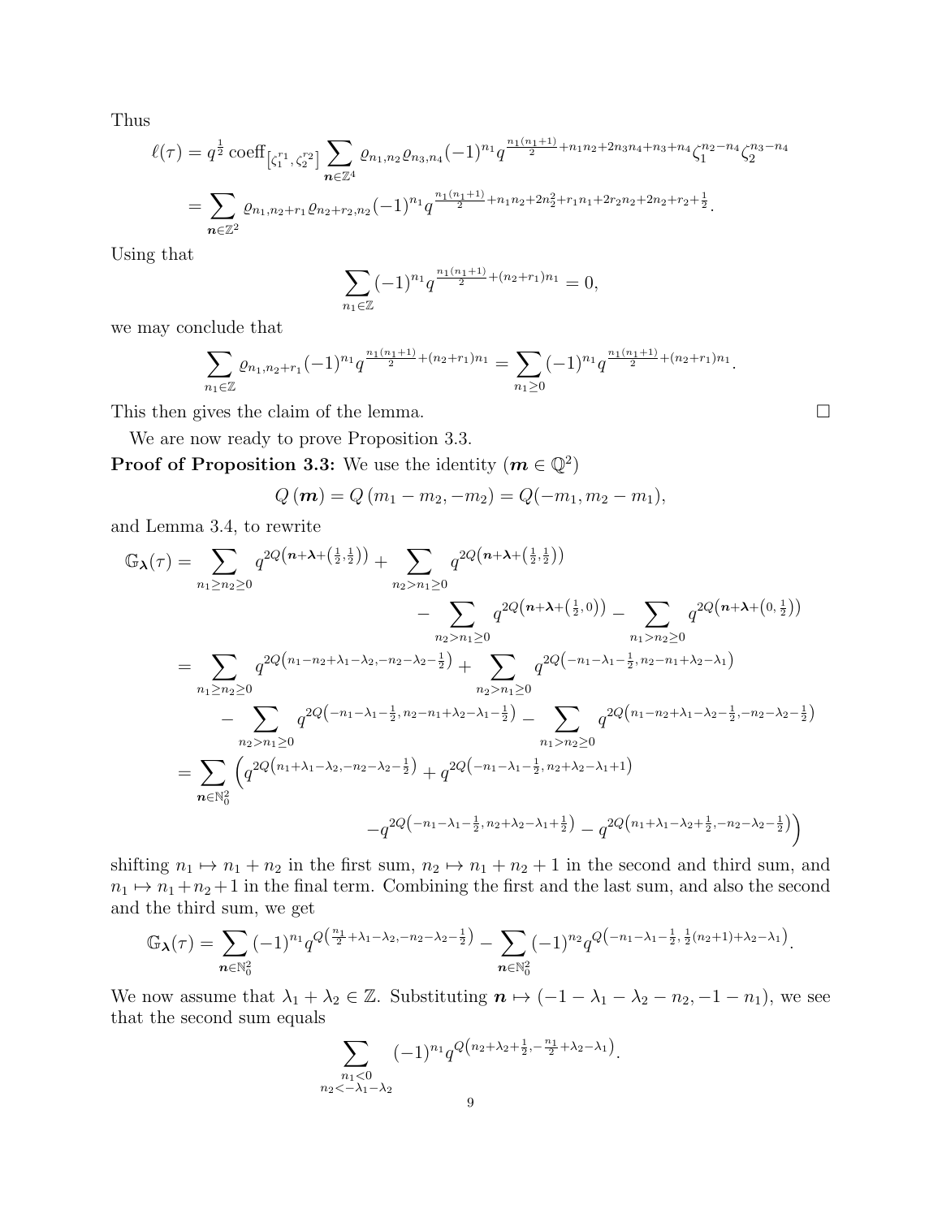Thus

$$\ell(\tau) = q^{\frac{1}{2}} \operatorname{coeff}_{\left[\zeta_1^{r_1}, \zeta_2^{r_2}\right]} \sum_{\boldsymbol{n}\in\mathbb{Z}^4} \varrho_{n_1,n_2}\varrho_{n_3,n_4}(-1)^{n_1} q^{\frac{n_1(n_1+1)}{2}+n_1n_2+2n_3n_4+n_3+n_4}\zeta_1^{n_2-n_4}\zeta_2^{n_3-n_4}$$
$$= \sum_{\boldsymbol{n}\in\mathbb{Z}^2} \varrho_{n_1,n_2+r_1}\varrho_{n_2+r_2,n_2}(-1)^{n_1} q^{\frac{n_1(n_1+1)}{2}+n_1n_2+2n_2^2+r_1n_1+2r_2n_2+2n_2+r_2+\frac{1}{2}}.$$

Using that

$$\sum_{n_1\in\mathbb{Z}} (-1)^{n_1} q^{\frac{n_1(n_1+1)}{2}+(n_2+r_1)n_1} = 0,$$

we may conclude that

$$\sum_{n_1\in\mathbb{Z}} \varrho_{n_1,n_2+r_1}(-1)^{n_1} q^{\frac{n_1(n_1+1)}{2}+(n_2+r_1)n_1} = \sum_{n_1\geq 0} (-1)^{n_1} q^{\frac{n_1(n_1+1)}{2}+(n_2+r_1)n_1}.$$

This then gives the claim of the lemma. $\square$

We are now ready to prove Proposition 3.3.

**Proof of Proposition 3.3:** We use the identity ($\boldsymbol{m}\in\mathbb{Q}^2$)

$$Q(\boldsymbol{m}) = Q(m_1-m_2,-m_2) = Q(-m_1,m_2-m_1),$$

and Lemma 3.4, to rewrite

$$\mathbb{G}_{\boldsymbol{\lambda}}(\tau) = \sum_{n_1\geq n_2\geq 0} q^{2Q\left(\boldsymbol{n}+\boldsymbol{\lambda}+\left(\frac{1}{2},\frac{1}{2}\right)\right)} + \sum_{n_2>n_1\geq 0} q^{2Q\left(\boldsymbol{n}+\boldsymbol{\lambda}+\left(\frac{1}{2},\frac{1}{2}\right)\right)}$$
$$- \sum_{n_2>n_1\geq 0} q^{2Q\left(\boldsymbol{n}+\boldsymbol{\lambda}+\left(\frac{1}{2},0\right)\right)} - \sum_{n_1>n_2\geq 0} q^{2Q\left(\boldsymbol{n}+\boldsymbol{\lambda}+\left(0,\frac{1}{2}\right)\right)}$$
$$= \sum_{n_1\geq n_2\geq 0} q^{2Q\left(n_1-n_2+\lambda_1-\lambda_2,-n_2-\lambda_2-\frac{1}{2}\right)} + \sum_{n_2>n_1\geq 0} q^{2Q\left(-n_1-\lambda_1-\frac{1}{2},n_2-n_1+\lambda_2-\lambda_1\right)}$$
$$- \sum_{n_2>n_1\geq 0} q^{2Q\left(-n_1-\lambda_1-\frac{1}{2},n_2-n_1+\lambda_2-\lambda_1-\frac{1}{2}\right)} - \sum_{n_1>n_2\geq 0} q^{2Q\left(n_1-n_2+\lambda_1-\lambda_2-\frac{1}{2},-n_2-\lambda_2-\frac{1}{2}\right)}$$
$$= \sum_{\boldsymbol{n}\in\mathbb{N}_0^2} \Big( q^{2Q\left(n_1+\lambda_1-\lambda_2,-n_2-\lambda_2-\frac{1}{2}\right)} + q^{2Q\left(-n_1-\lambda_1-\frac{1}{2},n_2+\lambda_2-\lambda_1+1\right)}$$
$$- q^{2Q\left(-n_1-\lambda_1-\frac{1}{2},n_2+\lambda_2-\lambda_1+\frac{1}{2}\right)} - q^{2Q\left(n_1+\lambda_1-\lambda_2+\frac{1}{2},-n_2-\lambda_2-\frac{1}{2}\right)}\Big)$$

shifting $n_1\mapsto n_1+n_2$ in the first sum, $n_2\mapsto n_1+n_2+1$ in the second and third sum, and $n_1\mapsto n_1+n_2+1$ in the final term. Combining the first and the last sum, and also the second and the third sum, we get

$$\mathbb{G}_{\boldsymbol{\lambda}}(\tau) = \sum_{\boldsymbol{n}\in\mathbb{N}_0^2} (-1)^{n_1} q^{Q\left(\frac{n_1}{2}+\lambda_1-\lambda_2,-n_2-\lambda_2-\frac{1}{2}\right)} - \sum_{\boldsymbol{n}\in\mathbb{N}_0^2} (-1)^{n_2} q^{Q\left(-n_1-\lambda_1-\frac{1}{2},\frac{1}{2}(n_2+1)+\lambda_2-\lambda_1\right)}.$$

We now assume that $\lambda_1+\lambda_2\in\mathbb{Z}$. Substituting $\boldsymbol{n}\mapsto(-1-\lambda_1-\lambda_2-n_2,-1-n_1)$, we see that the second sum equals

$$\sum_{\substack{n_1<0\\ n_2<-\lambda_1-\lambda_2}} (-1)^{n_1} q^{Q\left(n_2+\lambda_2+\frac{1}{2},-\frac{n_1}{2}+\lambda_2-\lambda_1\right)}.$$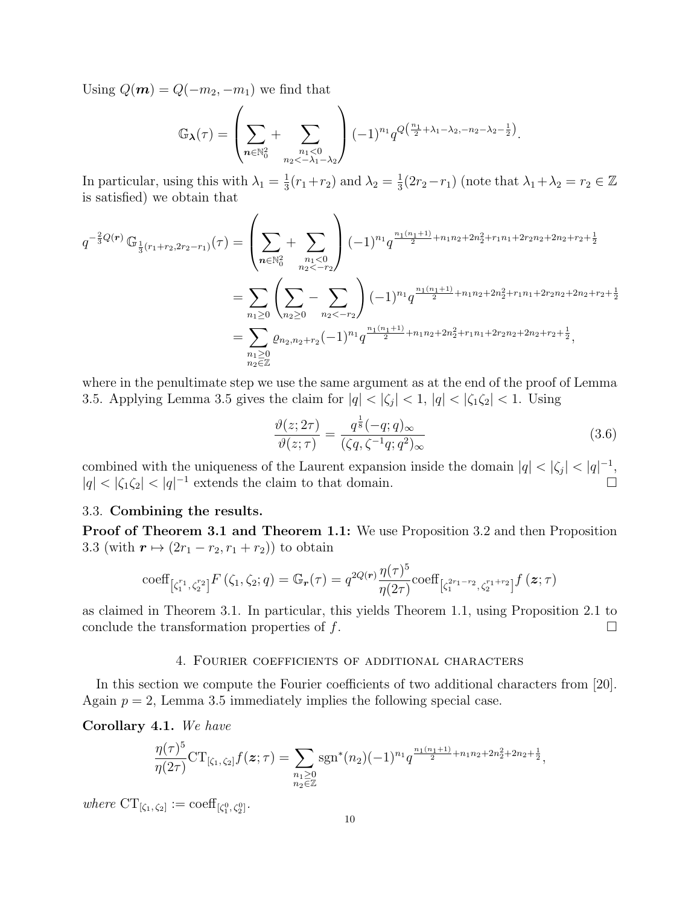Using $Q(\boldsymbol{m}) = Q(-m_2, -m_1)$ we find that

$$\mathbb{G}_{\boldsymbol{\lambda}}(\tau) = \left( \sum_{\boldsymbol{n}\in\mathbb{N}_0^2} + \sum_{\substack{n_1<0 \\ n_2<-\lambda_1-\lambda_2}} \right) (-1)^{n_1} q^{Q\left(\frac{n_1}{2}+\lambda_1-\lambda_2, -n_2-\lambda_2-\frac{1}{2}\right)}.$$

In particular, using this with $\lambda_1 = \frac{1}{3}(r_1+r_2)$ and $\lambda_2 = \frac{1}{3}(2r_2-r_1)$ (note that $\lambda_1+\lambda_2 = r_2 \in \mathbb{Z}$ is satisfied) we obtain that

$$\begin{aligned}
q^{-\frac{2}{3}Q(\boldsymbol{r})}\, \mathbb{G}_{\frac{1}{3}(r_1+r_2, 2r_2-r_1)}(\tau) &= \left( \sum_{\boldsymbol{n}\in\mathbb{N}_0^2} + \sum_{\substack{n_1<0 \\ n_2<-r_2}} \right) (-1)^{n_1} q^{\frac{n_1(n_1+1)}{2}+n_1n_2+2n_2^2+r_1n_1+2r_2n_2+2n_2+r_2+\frac{1}{2}} \\
&= \sum_{n_1\geq 0} \left( \sum_{n_2\geq 0} - \sum_{n_2<-r_2} \right) (-1)^{n_1} q^{\frac{n_1(n_1+1)}{2}+n_1n_2+2n_2^2+r_1n_1+2r_2n_2+2n_2+r_2+\frac{1}{2}} \\
&= \sum_{\substack{n_1\geq 0 \\ n_2\in\mathbb{Z}}} \varrho_{n_2,n_2+r_2} (-1)^{n_1} q^{\frac{n_1(n_1+1)}{2}+n_1n_2+2n_2^2+r_1n_1+2r_2n_2+2n_2+r_2+\frac{1}{2}},
\end{aligned}$$

where in the penultimate step we use the same argument as at the end of the proof of Lemma 3.5. Applying Lemma 3.5 gives the claim for $|q| < |\zeta_j| < 1$, $|q| < |\zeta_1\zeta_2| < 1$. Using

$$\frac{\vartheta(z; 2\tau)}{\vartheta(z;\tau)} = \frac{q^{\frac{1}{8}}(-q;q)_\infty}{(\zeta q, \zeta^{-1}q; q^2)_\infty} \tag{3.6}$$

combined with the uniqueness of the Laurent expansion inside the domain $|q| < |\zeta_j| < |q|^{-1}$, $|q| < |\zeta_1\zeta_2| < |q|^{-1}$ extends the claim to that domain. $\square$

### 3.3. Combining the results.

**Proof of Theorem 3.1 and Theorem 1.1:** We use Proposition 3.2 and then Proposition 3.3 (with $\boldsymbol{r} \mapsto (2r_1 - r_2, r_1 + r_2)$) to obtain

$$\mathrm{coeff}_{\left[\zeta_1^{r_1}, \zeta_2^{r_2}\right]} F\left(\zeta_1, \zeta_2; q\right) = \mathbb{G}_{\boldsymbol{r}}(\tau) = q^{2Q(\boldsymbol{r})} \frac{\eta(\tau)^5}{\eta(2\tau)} \mathrm{coeff}_{\left[\zeta_1^{2r_1-r_2}, \zeta_2^{r_1+r_2}\right]} f\left(\boldsymbol{z}; \tau\right)$$

as claimed in Theorem 3.1. In particular, this yields Theorem 1.1, using Proposition 2.1 to conclude the transformation properties of $f$. $\square$

## 4. Fourier coefficients of additional characters

In this section we compute the Fourier coefficients of two additional characters from [20]. Again $p = 2$, Lemma 3.5 immediately implies the following special case.

**Corollary 4.1.** *We have*

$$\frac{\eta(\tau)^5}{\eta(2\tau)} \mathrm{CT}_{[\zeta_1, \zeta_2]} f(\boldsymbol{z}; \tau) = \sum_{\substack{n_1\geq 0 \\ n_2\in\mathbb{Z}}} \mathrm{sgn}^*(n_2) (-1)^{n_1} q^{\frac{n_1(n_1+1)}{2}+n_1n_2+2n_2^2+2n_2+\frac{1}{2}},$$

*where* $\mathrm{CT}_{[\zeta_1,\zeta_2]} := \mathrm{coeff}_{[\zeta_1^0, \zeta_2^0]}$.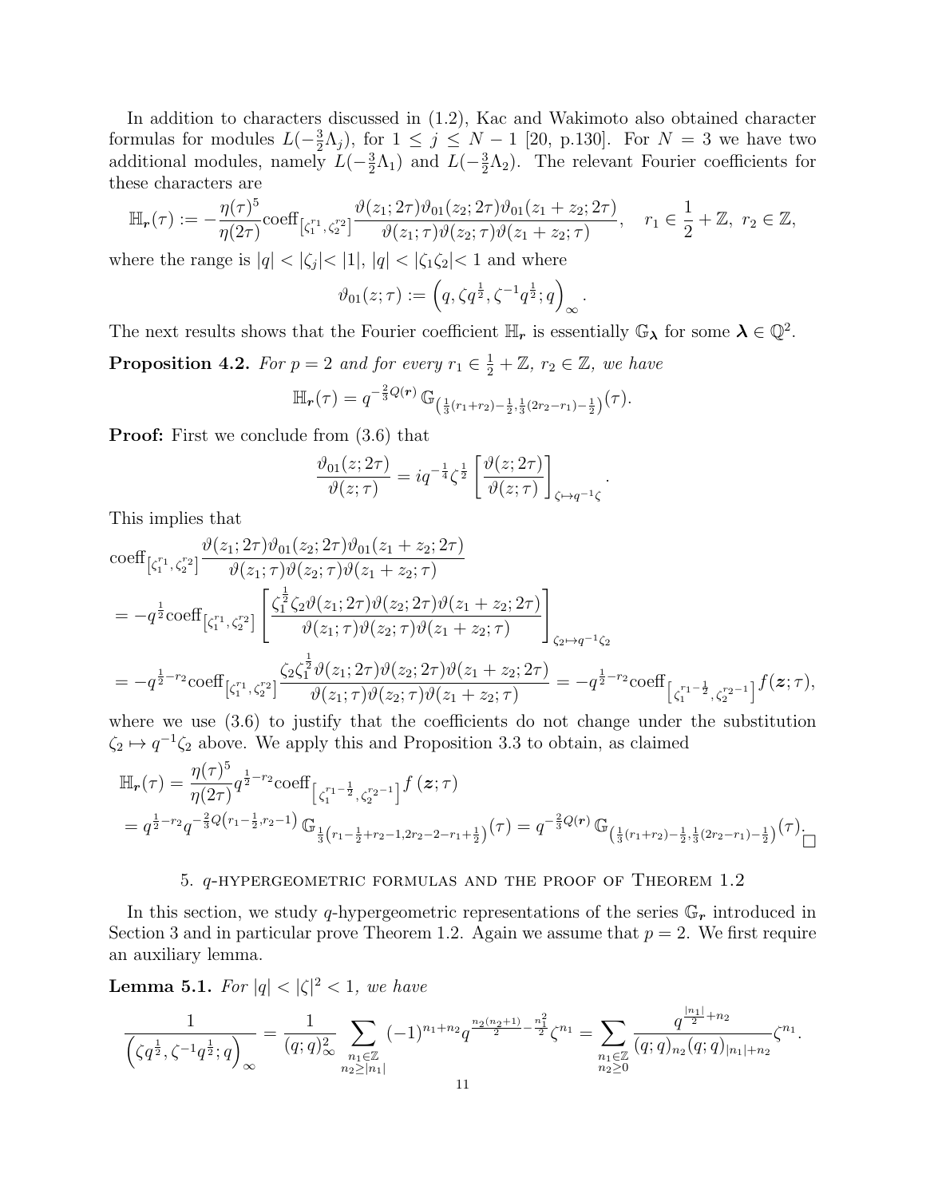In addition to characters discussed in (1.2), Kac and Wakimoto also obtained character formulas for modules $L(-\frac{3}{2}\Lambda_j)$, for $1 \leq j \leq N-1$ [20, p.130]. For $N=3$ we have two additional modules, namely $L(-\frac{3}{2}\Lambda_1)$ and $L(-\frac{3}{2}\Lambda_2)$. The relevant Fourier coefficients for these characters are

$$\mathbb{H}_{\boldsymbol{r}}(\tau) := -\frac{\eta(\tau)^5}{\eta(2\tau)}\mathrm{coeff}_{\left[\zeta_1^{r_1},\zeta_2^{r_2}\right]}\frac{\vartheta(z_1;2\tau)\vartheta_{01}(z_2;2\tau)\vartheta_{01}(z_1+z_2;2\tau)}{\vartheta(z_1;\tau)\vartheta(z_2;\tau)\vartheta(z_1+z_2;\tau)}, \quad r_1 \in \frac{1}{2}+\mathbb{Z},\ r_2 \in \mathbb{Z},$$

where the range is $|q| < |\zeta_j| < |1|$, $|q| < |\zeta_1\zeta_2| < 1$ and where

$$\vartheta_{01}(z;\tau) := \left(q, \zeta q^{\frac{1}{2}}, \zeta^{-1}q^{\frac{1}{2}}; q\right)_\infty.$$

The next results shows that the Fourier coefficient $\mathbb{H}_{\boldsymbol{r}}$ is essentially $\mathbb{G}_{\boldsymbol{\lambda}}$ for some $\boldsymbol{\lambda} \in \mathbb{Q}^2$.

**Proposition 4.2.** *For $p=2$ and for every $r_1 \in \frac{1}{2}+\mathbb{Z}$, $r_2 \in \mathbb{Z}$, we have*

$$\mathbb{H}_{\boldsymbol{r}}(\tau) = q^{-\frac{2}{3}Q(\boldsymbol{r})}\,\mathbb{G}_{\left(\frac{1}{3}(r_1+r_2)-\frac{1}{2},\frac{1}{3}(2r_2-r_1)-\frac{1}{2}\right)}(\tau).$$

**Proof:** First we conclude from (3.6) that

$$\frac{\vartheta_{01}(z;2\tau)}{\vartheta(z;\tau)} = iq^{-\frac{1}{4}}\zeta^{\frac{1}{2}}\left[\frac{\vartheta(z;2\tau)}{\vartheta(z;\tau)}\right]_{\zeta\mapsto q^{-1}\zeta}.$$

This implies that

$$\begin{aligned}
&\mathrm{coeff}_{\left[\zeta_1^{r_1},\zeta_2^{r_2}\right]}\frac{\vartheta(z_1;2\tau)\vartheta_{01}(z_2;2\tau)\vartheta_{01}(z_1+z_2;2\tau)}{\vartheta(z_1;\tau)\vartheta(z_2;\tau)\vartheta(z_1+z_2;\tau)}\\
&= -q^{\frac{1}{2}}\mathrm{coeff}_{\left[\zeta_1^{r_1},\zeta_2^{r_2}\right]}\left[\frac{\zeta_1^{\frac{1}{2}}\zeta_2\vartheta(z_1;2\tau)\vartheta(z_2;2\tau)\vartheta(z_1+z_2;2\tau)}{\vartheta(z_1;\tau)\vartheta(z_2;\tau)\vartheta(z_1+z_2;\tau)}\right]_{\zeta_2\mapsto q^{-1}\zeta_2}\\
&= -q^{\frac{1}{2}-r_2}\mathrm{coeff}_{\left[\zeta_1^{r_1},\zeta_2^{r_2}\right]}\frac{\zeta_2\zeta_1^{\frac{1}{2}}\vartheta(z_1;2\tau)\vartheta(z_2;2\tau)\vartheta(z_1+z_2;2\tau)}{\vartheta(z_1;\tau)\vartheta(z_2;\tau)\vartheta(z_1+z_2;\tau)} = -q^{\frac{1}{2}-r_2}\mathrm{coeff}_{\left[\zeta_1^{r_1-\frac{1}{2}},\zeta_2^{r_2-1}\right]}f(\boldsymbol{z};\tau),
\end{aligned}$$

where we use (3.6) to justify that the coefficients do not change under the substitution $\zeta_2 \mapsto q^{-1}\zeta_2$ above. We apply this and Proposition 3.3 to obtain, as claimed

$$\begin{aligned}
\mathbb{H}_{\boldsymbol{r}}(\tau) &= \frac{\eta(\tau)^5}{\eta(2\tau)}q^{\frac{1}{2}-r_2}\mathrm{coeff}_{\left[\zeta_1^{r_1-\frac{1}{2}},\zeta_2^{r_2-1}\right]}f(\boldsymbol{z};\tau)\\
&= q^{\frac{1}{2}-r_2}q^{-\frac{2}{3}Q\left(r_1-\frac{1}{2},r_2-1\right)}\,\mathbb{G}_{\frac{1}{3}\left(r_1-\frac{1}{2}+r_2-1,2r_2-2-r_1+\frac{1}{2}\right)}(\tau) = q^{-\frac{2}{3}Q(\boldsymbol{r})}\,\mathbb{G}_{\left(\frac{1}{3}(r_1+r_2)-\frac{1}{2},\frac{1}{3}(2r_2-r_1)-\frac{1}{2}\right)}(\tau). \qquad \square
\end{aligned}$$

## 5. $q$-hypergeometric formulas and the proof of Theorem 1.2

In this section, we study $q$-hypergeometric representations of the series $\mathbb{G}_{\boldsymbol{r}}$ introduced in Section 3 and in particular prove Theorem 1.2. Again we assume that $p=2$. We first require an auxiliary lemma.

**Lemma 5.1.** *For $|q| < |\zeta|^2 < 1$, we have*

$$\frac{1}{\left(\zeta q^{\frac{1}{2}},\zeta^{-1}q^{\frac{1}{2}};q\right)_\infty} = \frac{1}{(q;q)_\infty^2}\sum_{\substack{n_1\in\mathbb{Z}\\ n_2\geq|n_1|}}(-1)^{n_1+n_2}q^{\frac{n_2(n_2+1)}{2}-\frac{n_1^2}{2}}\zeta^{n_1} = \sum_{\substack{n_1\in\mathbb{Z}\\ n_2\geq 0}}\frac{q^{\frac{|n_1|}{2}+n_2}}{(q;q)_{n_2}(q;q)_{|n_1|+n_2}}\zeta^{n_1}.$$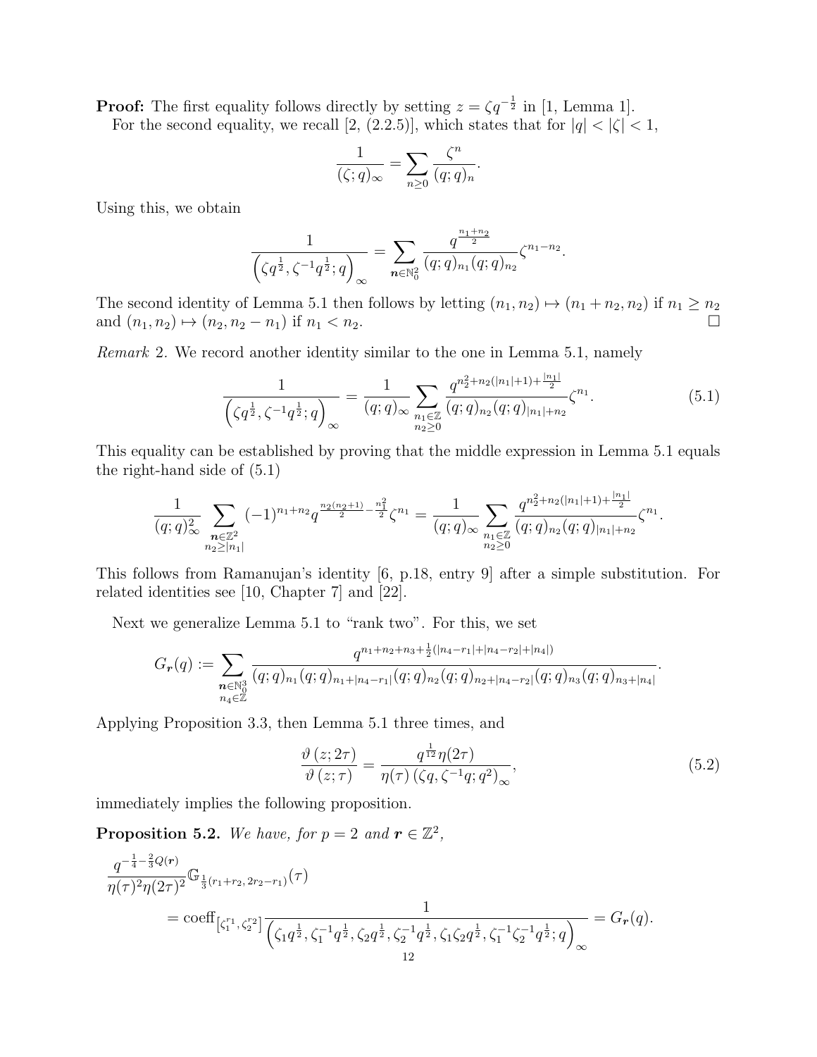**Proof:** The first equality follows directly by setting $z = \zeta q^{-\frac{1}{2}}$ in [1, Lemma 1].

For the second equality, we recall [2, (2.2.5)], which states that for $|q| < |\zeta| < 1$,

$$\frac{1}{(\zeta;q)_\infty} = \sum_{n\geq 0} \frac{\zeta^n}{(q;q)_n}.$$

Using this, we obtain

$$\frac{1}{\left(\zeta q^{\frac{1}{2}}, \zeta^{-1} q^{\frac{1}{2}}; q\right)_\infty} = \sum_{\boldsymbol{n}\in\mathbb{N}_0^2} \frac{q^{\frac{n_1+n_2}{2}}}{(q;q)_{n_1}(q;q)_{n_2}} \zeta^{n_1-n_2}.$$

The second identity of Lemma 5.1 then follows by letting $(n_1, n_2) \mapsto (n_1 + n_2, n_2)$ if $n_1 \geq n_2$ and $(n_1, n_2) \mapsto (n_2, n_2 - n_1)$ if $n_1 < n_2$. □

*Remark* 2. We record another identity similar to the one in Lemma 5.1, namely

$$\frac{1}{\left(\zeta q^{\frac{1}{2}}, \zeta^{-1} q^{\frac{1}{2}}; q\right)_\infty} = \frac{1}{(q;q)_\infty} \sum_{\substack{n_1\in\mathbb{Z}\\ n_2\geq 0}} \frac{q^{n_2^2+n_2(|n_1|+1)+\frac{|n_1|}{2}}}{(q;q)_{n_2}(q;q)_{|n_1|+n_2}} \zeta^{n_1}. \tag{5.1}$$

This equality can be established by proving that the middle expression in Lemma 5.1 equals the right-hand side of (5.1)

$$\frac{1}{(q;q)_\infty^2} \sum_{\substack{\boldsymbol{n}\in\mathbb{Z}^2\\ n_2\geq|n_1|}} (-1)^{n_1+n_2} q^{\frac{n_2(n_2+1)}{2}-\frac{n_1^2}{2}} \zeta^{n_1} = \frac{1}{(q;q)_\infty} \sum_{\substack{n_1\in\mathbb{Z}\\ n_2\geq 0}} \frac{q^{n_2^2+n_2(|n_1|+1)+\frac{|n_1|}{2}}}{(q;q)_{n_2}(q;q)_{|n_1|+n_2}} \zeta^{n_1}.$$

This follows from Ramanujan's identity [6, p.18, entry 9] after a simple substitution. For related identities see [10, Chapter 7] and [22].

Next we generalize Lemma 5.1 to "rank two". For this, we set

$$G_{\boldsymbol{r}}(q) := \sum_{\substack{\boldsymbol{n}\in\mathbb{N}_0^3\\ n_4\in\mathbb{Z}}} \frac{q^{n_1+n_2+n_3+\frac{1}{2}(|n_4-r_1|+|n_4-r_2|+|n_4|)}}{(q;q)_{n_1}(q;q)_{n_1+|n_4-r_1|}(q;q)_{n_2}(q;q)_{n_2+|n_4-r_2|}(q;q)_{n_3}(q;q)_{n_3+|n_4|}}.$$

Applying Proposition 3.3, then Lemma 5.1 three times, and

$$\frac{\vartheta(z;2\tau)}{\vartheta(z;\tau)} = \frac{q^{\frac{1}{12}}\eta(2\tau)}{\eta(\tau)\left(\zeta q, \zeta^{-1} q; q^2\right)_\infty}, \tag{5.2}$$

immediately implies the following proposition.

**Proposition 5.2.** *We have, for $p = 2$ and $\boldsymbol{r} \in \mathbb{Z}^2$,*

$$\begin{aligned}
&\frac{q^{-\frac{1}{4}-\frac{2}{3}Q(\boldsymbol{r})}}{\eta(\tau)^2\eta(2\tau)^2} \mathbb{G}_{\frac{1}{3}(r_1+r_2,\, 2r_2-r_1)}(\tau) \\
&\qquad = \operatorname{coeff}_{\left[\zeta_1^{r_1}, \zeta_2^{r_2}\right]} \frac{1}{\left(\zeta_1 q^{\frac{1}{2}}, \zeta_1^{-1} q^{\frac{1}{2}}, \zeta_2 q^{\frac{1}{2}}, \zeta_2^{-1} q^{\frac{1}{2}}, \zeta_1\zeta_2 q^{\frac{1}{2}}, \zeta_1^{-1}\zeta_2^{-1} q^{\frac{1}{2}}; q\right)_\infty} = G_{\boldsymbol{r}}(q).
\end{aligned}$$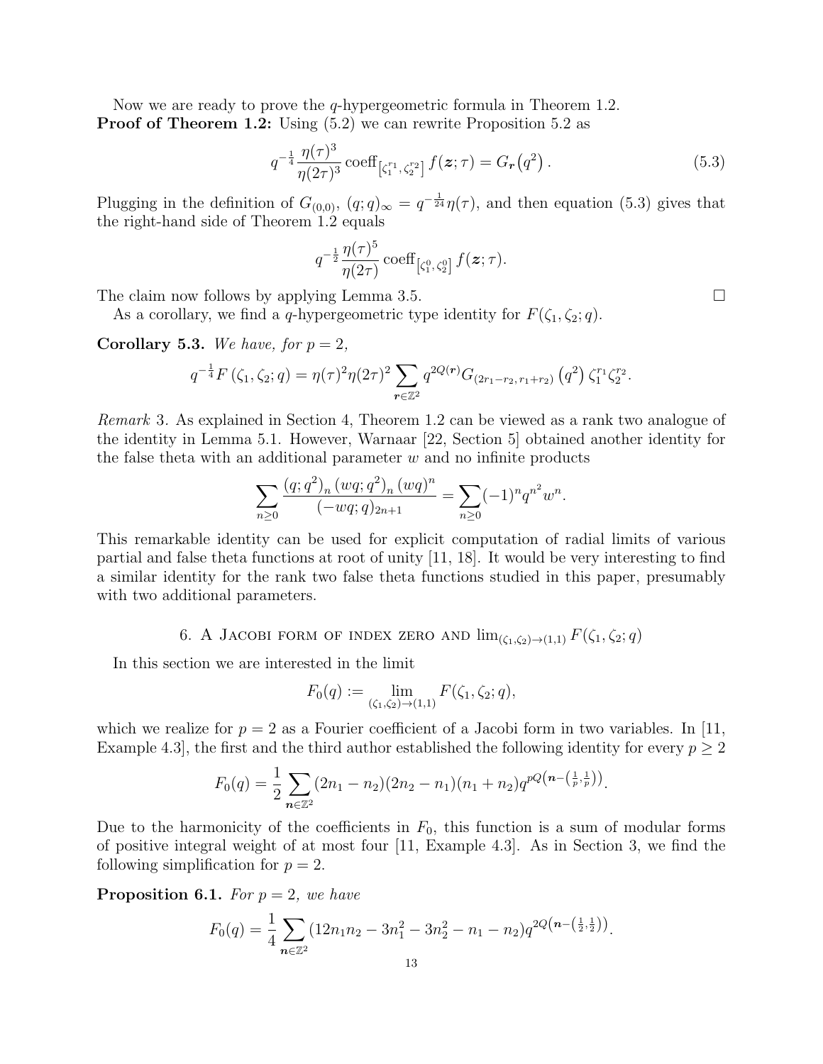Now we are ready to prove the $q$-hypergeometric formula in Theorem 1.2.

**Proof of Theorem 1.2:** Using (5.2) we can rewrite Proposition 5.2 as

$$q^{-\frac{1}{4}}\frac{\eta(\tau)^3}{\eta(2\tau)^3}\operatorname{coeff}_{\left[\zeta_1^{r_1},\zeta_2^{r_2}\right]} f(\boldsymbol{z};\tau) = G_{\boldsymbol{r}}\left(q^2\right). \tag{5.3}$$

Plugging in the definition of $G_{(0,0)}$, $(q;q)_\infty = q^{-\frac{1}{24}}\eta(\tau)$, and then equation (5.3) gives that the right-hand side of Theorem 1.2 equals

$$q^{-\frac{1}{2}}\frac{\eta(\tau)^5}{\eta(2\tau)}\operatorname{coeff}_{\left[\zeta_1^{0},\zeta_2^{0}\right]} f(\boldsymbol{z};\tau).$$

The claim now follows by applying Lemma 3.5. $\square$

As a corollary, we find a $q$-hypergeometric type identity for $F(\zeta_1,\zeta_2;q)$.

**Corollary 5.3.** *We have, for $p=2$,*

$$q^{-\frac{1}{4}}F\left(\zeta_1,\zeta_2;q\right) = \eta(\tau)^2\eta(2\tau)^2\sum_{\boldsymbol{r}\in\mathbb{Z}^2} q^{2Q(\boldsymbol{r})}G_{(2r_1-r_2,r_1+r_2)}\left(q^2\right)\zeta_1^{r_1}\zeta_2^{r_2}.$$

*Remark* 3. As explained in Section 4, Theorem 1.2 can be viewed as a rank two analogue of the identity in Lemma 5.1. However, Warnaar [22, Section 5] obtained another identity for the false theta with an additional parameter $w$ and no infinite products

$$\sum_{n\geq 0}\frac{(q;q^2)_n\,(wq;q^2)_n\,(wq)^n}{(-wq;q)_{2n+1}} = \sum_{n\geq 0}(-1)^n q^{n^2}w^n.$$

This remarkable identity can be used for explicit computation of radial limits of various partial and false theta functions at root of unity [11, 18]. It would be very interesting to find a similar identity for the rank two false theta functions studied in this paper, presumably with two additional parameters.

## 6. A Jacobi form of index zero and $\lim_{(\zeta_1,\zeta_2)\to(1,1)}F(\zeta_1,\zeta_2;q)$

In this section we are interested in the limit

$$F_0(q) := \lim_{(\zeta_1,\zeta_2)\to(1,1)}F(\zeta_1,\zeta_2;q),$$

which we realize for $p=2$ as a Fourier coefficient of a Jacobi form in two variables. In [11, Example 4.3], the first and the third author established the following identity for every $p\geq 2$

$$F_0(q) = \frac{1}{2}\sum_{\boldsymbol{n}\in\mathbb{Z}^2}(2n_1-n_2)(2n_2-n_1)(n_1+n_2)q^{pQ\left(\boldsymbol{n}-\left(\frac{1}{p},\frac{1}{p}\right)\right)}.$$

Due to the harmonicity of the coefficients in $F_0$, this function is a sum of modular forms of positive integral weight of at most four [11, Example 4.3]. As in Section 3, we find the following simplification for $p=2$.

**Proposition 6.1.** *For $p=2$, we have*

$$F_0(q) = \frac{1}{4}\sum_{\boldsymbol{n}\in\mathbb{Z}^2}\left(12n_1n_2-3n_1^2-3n_2^2-n_1-n_2\right)q^{2Q\left(\boldsymbol{n}-\left(\frac{1}{2},\frac{1}{2}\right)\right)}.$$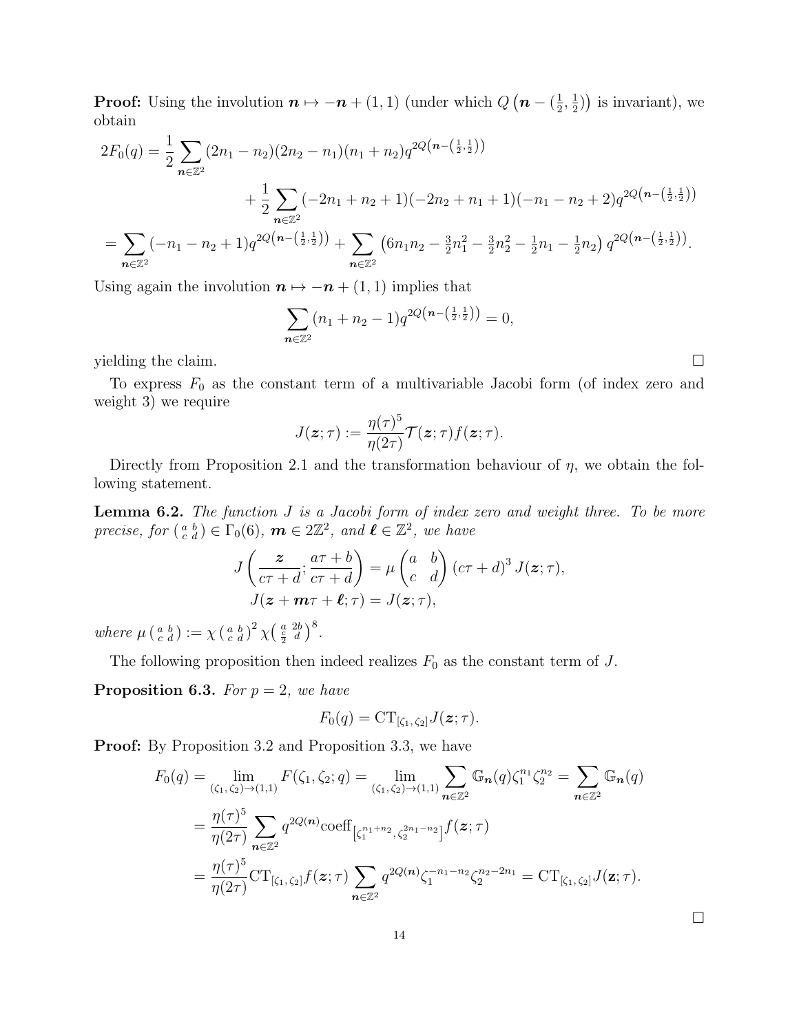**Proof:** Using the involution $\boldsymbol{n} \mapsto -\boldsymbol{n} + (1,1)$ (under which $Q\left(\boldsymbol{n} - (\frac{1}{2}, \frac{1}{2})\right)$ is invariant), we obtain

$$
\begin{aligned}
2F_0(q) &= \frac{1}{2} \sum_{\boldsymbol{n}\in\mathbb{Z}^2} (2n_1 - n_2)(2n_2 - n_1)(n_1 + n_2) q^{2Q\left(\boldsymbol{n} - (\frac{1}{2}, \frac{1}{2})\right)} \\
&\qquad + \frac{1}{2} \sum_{\boldsymbol{n}\in\mathbb{Z}^2} (-2n_1 + n_2 + 1)(-2n_2 + n_1 + 1)(-n_1 - n_2 + 2) q^{2Q\left(\boldsymbol{n} - (\frac{1}{2}, \frac{1}{2})\right)} \\
&= \sum_{\boldsymbol{n}\in\mathbb{Z}^2} (-n_1 - n_2 + 1) q^{2Q\left(\boldsymbol{n} - (\frac{1}{2}, \frac{1}{2})\right)} + \sum_{\boldsymbol{n}\in\mathbb{Z}^2} \left(6n_1n_2 - \tfrac{3}{2}n_1^2 - \tfrac{3}{2}n_2^2 - \tfrac{1}{2}n_1 - \tfrac{1}{2}n_2\right) q^{2Q\left(\boldsymbol{n} - (\frac{1}{2}, \frac{1}{2})\right)}.
\end{aligned}
$$

Using again the involution $\boldsymbol{n} \mapsto -\boldsymbol{n} + (1,1)$ implies that

$$
\sum_{\boldsymbol{n}\in\mathbb{Z}^2} (n_1 + n_2 - 1) q^{2Q\left(\boldsymbol{n} - (\frac{1}{2}, \frac{1}{2})\right)} = 0,
$$

yielding the claim. $\square$

To express $F_0$ as the constant term of a multivariable Jacobi form (of index zero and weight 3) we require

$$
J(\boldsymbol{z}; \tau) := \frac{\eta(\tau)^5}{\eta(2\tau)} \mathcal{T}(\boldsymbol{z}; \tau) f(\boldsymbol{z}; \tau).
$$

Directly from Proposition 2.1 and the transformation behaviour of $\eta$, we obtain the following statement.

**Lemma 6.2.** *The function $J$ is a Jacobi form of index zero and weight three. To be more precise, for $\left(\begin{smallmatrix} a & b \\ c & d \end{smallmatrix}\right) \in \Gamma_0(6)$, $\boldsymbol{m} \in 2\mathbb{Z}^2$, and $\boldsymbol{\ell} \in \mathbb{Z}^2$, we have*

$$
\begin{aligned}
J\left(\frac{\boldsymbol{z}}{c\tau + d}; \frac{a\tau + b}{c\tau + d}\right) &= \mu \begin{pmatrix} a & b \\ c & d \end{pmatrix} (c\tau + d)^3 J(\boldsymbol{z}; \tau), \\
J(\boldsymbol{z} + \boldsymbol{m}\tau + \boldsymbol{\ell}; \tau) &= J(\boldsymbol{z}; \tau),
\end{aligned}
$$

*where $\mu \left(\begin{smallmatrix} a & b \\ c & d \end{smallmatrix}\right) := \chi \left(\begin{smallmatrix} a & b \\ c & d \end{smallmatrix}\right)^2 \chi\left(\begin{smallmatrix} a & 2b \\ \frac{c}{2} & d \end{smallmatrix}\right)^8$.*

The following proposition then indeed realizes $F_0$ as the constant term of $J$.

**Proposition 6.3.** *For $p = 2$, we have*

$$
F_0(q) = \mathrm{CT}_{[\zeta_1, \zeta_2]} J(\boldsymbol{z}; \tau).
$$

**Proof:** By Proposition 3.2 and Proposition 3.3, we have

$$
\begin{aligned}
F_0(q) &= \lim_{(\zeta_1, \zeta_2) \to (1,1)} F(\zeta_1, \zeta_2; q) = \lim_{(\zeta_1, \zeta_2) \to (1,1)} \sum_{\boldsymbol{n}\in\mathbb{Z}^2} \mathbb{G}_{\boldsymbol{n}}(q) \zeta_1^{n_1} \zeta_2^{n_2} = \sum_{\boldsymbol{n}\in\mathbb{Z}^2} \mathbb{G}_{\boldsymbol{n}}(q) \\
&= \frac{\eta(\tau)^5}{\eta(2\tau)} \sum_{\boldsymbol{n}\in\mathbb{Z}^2} q^{2Q(\boldsymbol{n})} \mathrm{coeff}_{\left[\zeta_1^{n_1+n_2}, \zeta_2^{2n_1-n_2}\right]} f(\boldsymbol{z}; \tau) \\
&= \frac{\eta(\tau)^5}{\eta(2\tau)} \mathrm{CT}_{[\zeta_1, \zeta_2]} f(\boldsymbol{z}; \tau) \sum_{\boldsymbol{n}\in\mathbb{Z}^2} q^{2Q(\boldsymbol{n})} \zeta_1^{-n_1-n_2} \zeta_2^{n_2-2n_1} = \mathrm{CT}_{[\zeta_1, \zeta_2]} J(\mathbf{z}; \tau).
\end{aligned}
$$

$\square$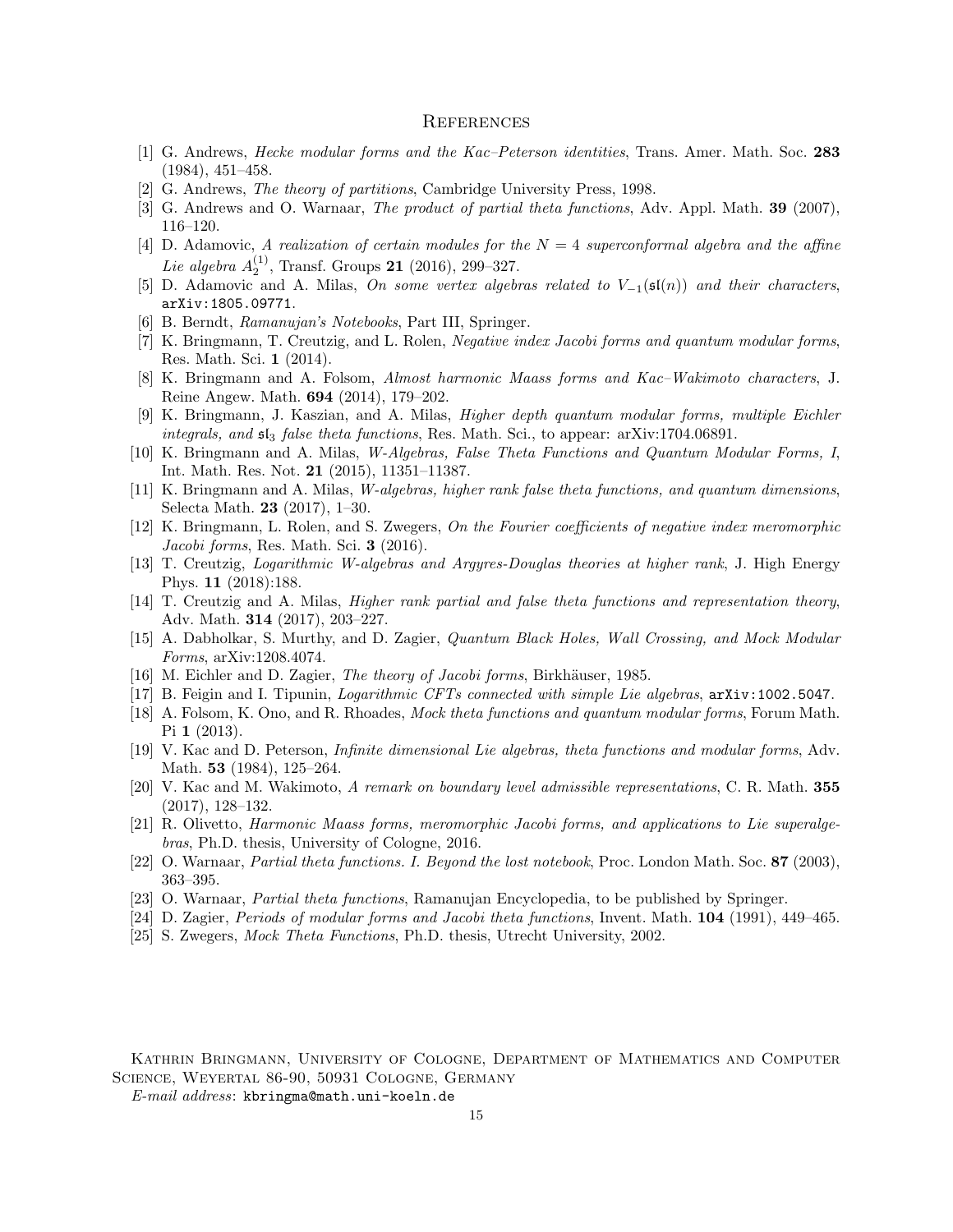# References

[1] G. Andrews, *Hecke modular forms and the Kac–Peterson identities*, Trans. Amer. Math. Soc. **283** (1984), 451–458.

[2] G. Andrews, *The theory of partitions*, Cambridge University Press, 1998.

[3] G. Andrews and O. Warnaar, *The product of partial theta functions*, Adv. Appl. Math. **39** (2007), 116–120.

[4] D. Adamovic, *A realization of certain modules for the $N = 4$ superconformal algebra and the affine Lie algebra $A_2^{(1)}$*, Transf. Groups **21** (2016), 299–327.

[5] D. Adamovic and A. Milas, *On some vertex algebras related to $V_{-1}(\mathfrak{sl}(n))$ and their characters*, arXiv:1805.09771.

[6] B. Berndt, *Ramanujan's Notebooks*, Part III, Springer.

[7] K. Bringmann, T. Creutzig, and L. Rolen, *Negative index Jacobi forms and quantum modular forms*, Res. Math. Sci. **1** (2014).

[8] K. Bringmann and A. Folsom, *Almost harmonic Maass forms and Kac–Wakimoto characters*, J. Reine Angew. Math. **694** (2014), 179–202.

[9] K. Bringmann, J. Kaszian, and A. Milas, *Higher depth quantum modular forms, multiple Eichler integrals, and $\mathfrak{sl}_3$ false theta functions*, Res. Math. Sci., to appear: arXiv:1704.06891.

[10] K. Bringmann and A. Milas, *W-Algebras, False Theta Functions and Quantum Modular Forms, I*, Int. Math. Res. Not. **21** (2015), 11351–11387.

[11] K. Bringmann and A. Milas, *W-algebras, higher rank false theta functions, and quantum dimensions*, Selecta Math. **23** (2017), 1–30.

[12] K. Bringmann, L. Rolen, and S. Zwegers, *On the Fourier coefficients of negative index meromorphic Jacobi forms*, Res. Math. Sci. **3** (2016).

[13] T. Creutzig, *Logarithmic W-algebras and Argyres-Douglas theories at higher rank*, J. High Energy Phys. **11** (2018):188.

[14] T. Creutzig and A. Milas, *Higher rank partial and false theta functions and representation theory*, Adv. Math. **314** (2017), 203–227.

[15] A. Dabholkar, S. Murthy, and D. Zagier, *Quantum Black Holes, Wall Crossing, and Mock Modular Forms*, arXiv:1208.4074.

[16] M. Eichler and D. Zagier, *The theory of Jacobi forms*, Birkhäuser, 1985.

[17] B. Feigin and I. Tipunin, *Logarithmic CFTs connected with simple Lie algebras*, arXiv:1002.5047.

[18] A. Folsom, K. Ono, and R. Rhoades, *Mock theta functions and quantum modular forms*, Forum Math. Pi **1** (2013).

[19] V. Kac and D. Peterson, *Infinite dimensional Lie algebras, theta functions and modular forms*, Adv. Math. **53** (1984), 125–264.

[20] V. Kac and M. Wakimoto, *A remark on boundary level admissible representations*, C. R. Math. **355** (2017), 128–132.

[21] R. Olivetto, *Harmonic Maass forms, meromorphic Jacobi forms, and applications to Lie superalgebras*, Ph.D. thesis, University of Cologne, 2016.

[22] O. Warnaar, *Partial theta functions. I. Beyond the lost notebook*, Proc. London Math. Soc. **87** (2003), 363–395.

[23] O. Warnaar, *Partial theta functions*, Ramanujan Encyclopedia, to be published by Springer.

[24] D. Zagier, *Periods of modular forms and Jacobi theta functions*, Invent. Math. **104** (1991), 449–465.

[25] S. Zwegers, *Mock Theta Functions*, Ph.D. thesis, Utrecht University, 2002.

Kathrin Bringmann, University of Cologne, Department of Mathematics and Computer Science, Weyertal 86-90, 50931 Cologne, Germany

*E-mail address*: kbringma@math.uni-koeln.de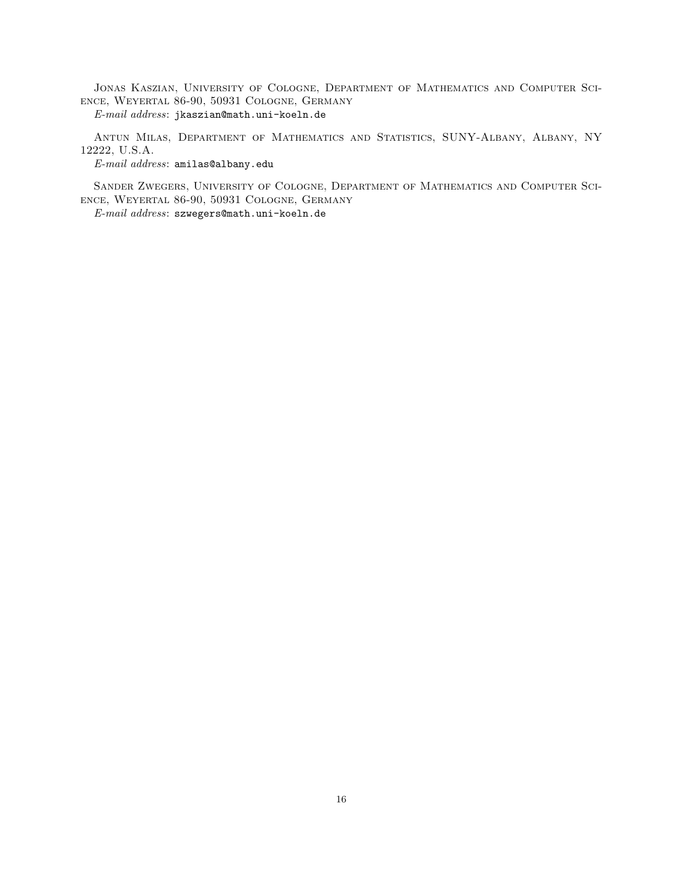Jonas Kaszian, University of Cologne, Department of Mathematics and Computer Science, Weyertal 86-90, 50931 Cologne, Germany

*E-mail address*: jkaszian@math.uni-koeln.de

Antun Milas, Department of Mathematics and Statistics, SUNY-Albany, Albany, NY 12222, U.S.A.

*E-mail address*: amilas@albany.edu

Sander Zwegers, University of Cologne, Department of Mathematics and Computer Science, Weyertal 86-90, 50931 Cologne, Germany

*E-mail address*: szwegers@math.uni-koeln.de